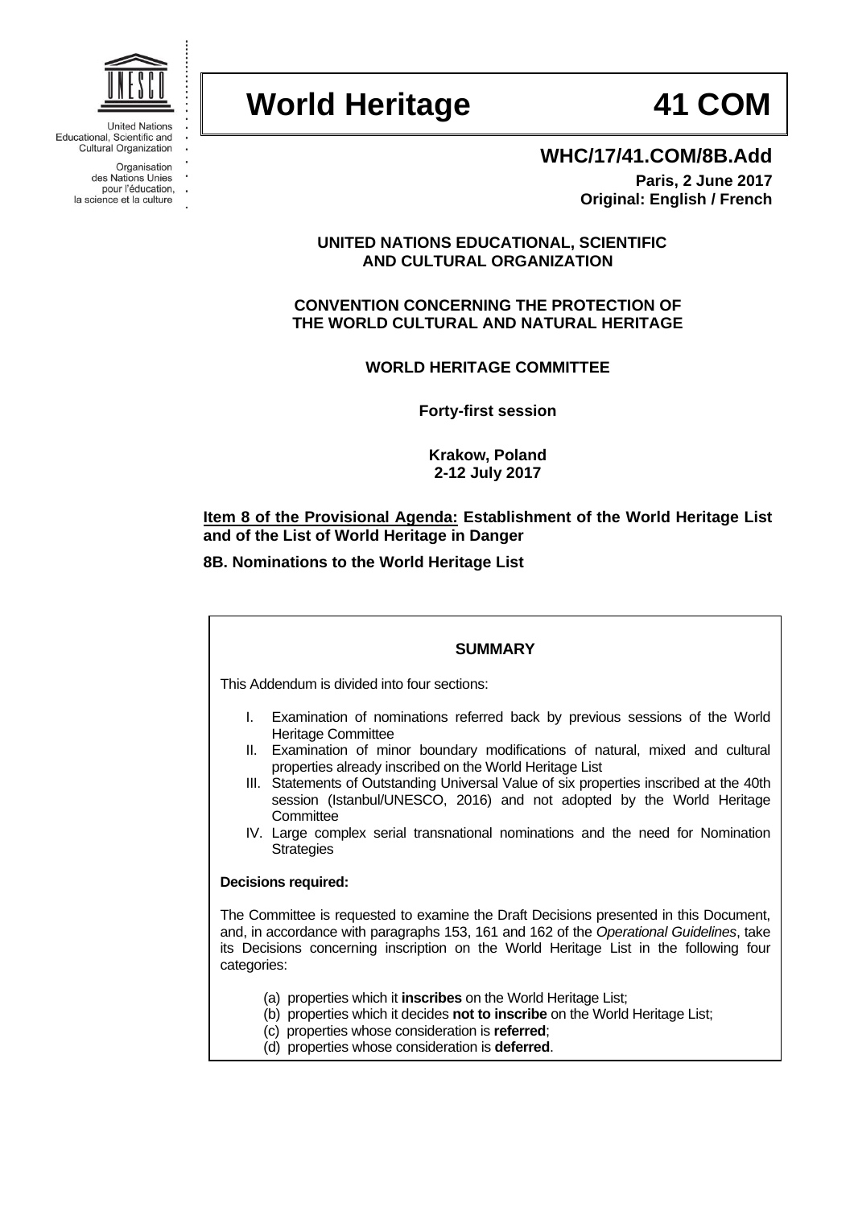United Nations Educational, Scientific and Cultural Organization

Organisation des Nations Unies pour l'éducation, la science et la culture

# World Heritage 41 COM

## WHC/17/41.COM/8B.Add

**Paris, 2 June 2017**
**Original: English / French**

**UNITED NATIONS EDUCATIONAL, SCIENTIFIC AND CULTURAL ORGANIZATION**

**CONVENTION CONCERNING THE PROTECTION OF THE WORLD CULTURAL AND NATURAL HERITAGE**

**WORLD HERITAGE COMMITTEE**

**Forty-first session**

**Krakow, Poland**
**2-12 July 2017**

**Item 8 of the Provisional Agenda: Establishment of the World Heritage List and of the List of World Heritage in Danger**

**8B. Nominations to the World Heritage List**

---

**SUMMARY**

This Addendum is divided into four sections:

I. Examination of nominations referred back by previous sessions of the World Heritage Committee
II. Examination of minor boundary modifications of natural, mixed and cultural properties already inscribed on the World Heritage List
III. Statements of Outstanding Universal Value of six properties inscribed at the 40th session (Istanbul/UNESCO, 2016) and not adopted by the World Heritage Committee
IV. Large complex serial transnational nominations and the need for Nomination Strategies

**Decisions required:**

The Committee is requested to examine the Draft Decisions presented in this Document, and, in accordance with paragraphs 153, 161 and 162 of the *Operational Guidelines*, take its Decisions concerning inscription on the World Heritage List in the following four categories:

(a) properties which it **inscribes** on the World Heritage List;
(b) properties which it decides **not to inscribe** on the World Heritage List;
(c) properties whose consideration is **referred**;
(d) properties whose consideration is **deferred**.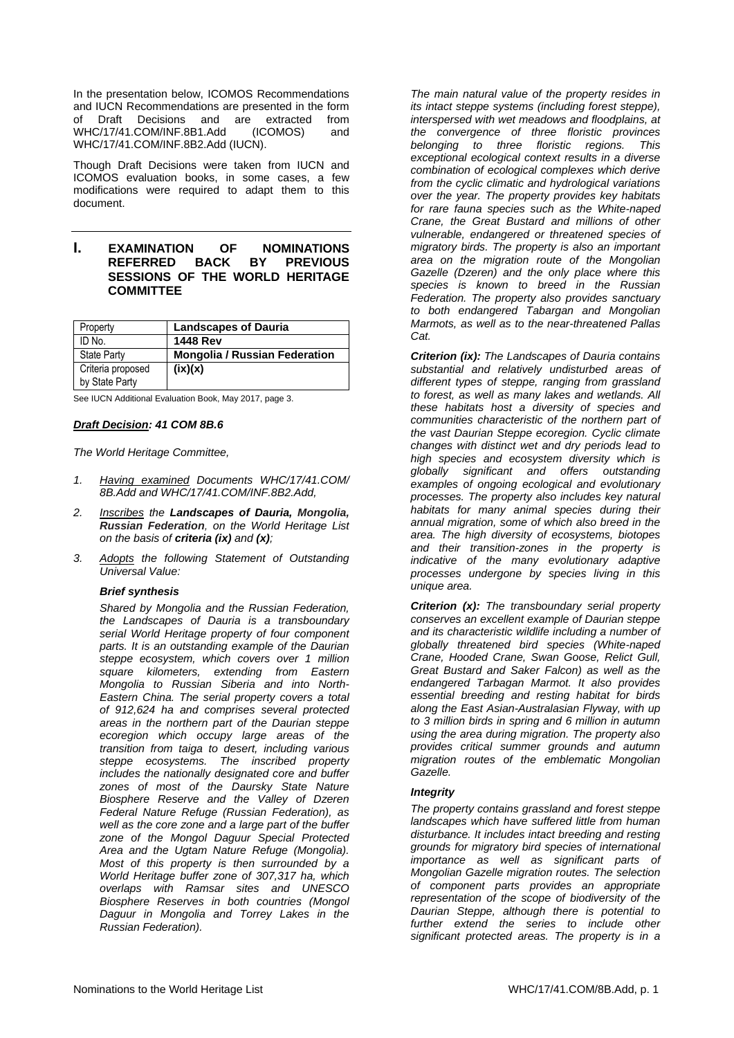In the presentation below, ICOMOS Recommendations and IUCN Recommendations are presented in the form of Draft Decisions and are extracted from WHC/17/41.COM/INF.8B1.Add (ICOMOS) and WHC/17/41.COM/INF.8B2.Add (IUCN).

Though Draft Decisions were taken from IUCN and ICOMOS evaluation books, in some cases, a few modifications were required to adapt them to this document.

# I. EXAMINATION OF NOMINATIONS REFERRED BACK BY PREVIOUS SESSIONS OF THE WORLD HERITAGE COMMITTEE

| Property | **Landscapes of Dauria** |
|---|---|
| ID No. | **1448 Rev** |
| State Party | **Mongolia / Russian Federation** |
| Criteria proposed by State Party | **(ix)(x)** |

See IUCN Additional Evaluation Book, May 2017, page 3.

***Draft Decision: 41 COM 8B.6***

*The World Heritage Committee,*

1. *Having examined Documents WHC/17/41.COM/ 8B.Add and WHC/17/41.COM/INF.8B2.Add,*
2. *Inscribes the **Landscapes of Dauria, Mongolia, Russian Federation**, on the World Heritage List on the basis of **criteria (ix)** and **(x)**;*
3. *Adopts the following Statement of Outstanding Universal Value:*

***Brief synthesis***

*Shared by Mongolia and the Russian Federation, the Landscapes of Dauria is a transboundary serial World Heritage property of four component parts. It is an outstanding example of the Daurian steppe ecosystem, which covers over 1 million square kilometers, extending from Eastern Mongolia to Russian Siberia and into North-Eastern China. The serial property covers a total of 912,624 ha and comprises several protected areas in the northern part of the Daurian steppe ecoregion which occupy large areas of the transition from taiga to desert, including various steppe ecosystems. The inscribed property includes the nationally designated core and buffer zones of most of the Daursky State Nature Biosphere Reserve and the Valley of Dzeren Federal Nature Refuge (Russian Federation), as well as the core zone and a large part of the buffer zone of the Mongol Daguur Special Protected Area and the Ugtam Nature Refuge (Mongolia). Most of this property is then surrounded by a World Heritage buffer zone of 307,317 ha, which overlaps with Ramsar sites and UNESCO Biosphere Reserves in both countries (Mongol Daguur in Mongolia and Torrey Lakes in the Russian Federation).*

*The main natural value of the property resides in its intact steppe systems (including forest steppe), interspersed with wet meadows and floodplains, at the convergence of three floristic provinces belonging to three floristic regions. This exceptional ecological context results in a diverse combination of ecological complexes which derive from the cyclic climatic and hydrological variations over the year. The property provides key habitats for rare fauna species such as the White-naped Crane, the Great Bustard and millions of other vulnerable, endangered or threatened species of migratory birds. The property is also an important area on the migration route of the Mongolian Gazelle (Dzeren) and the only place where this species is known to breed in the Russian Federation. The property also provides sanctuary to both endangered Tabargan and Mongolian Marmots, as well as to the near-threatened Pallas Cat.*

***Criterion (ix):*** *The Landscapes of Dauria contains substantial and relatively undisturbed areas of different types of steppe, ranging from grassland to forest, as well as many lakes and wetlands. All these habitats host a diversity of species and communities characteristic of the northern part of the vast Daurian Steppe ecoregion. Cyclic climate changes with distinct wet and dry periods lead to high species and ecosystem diversity which is globally significant and offers outstanding examples of ongoing ecological and evolutionary processes. The property also includes key natural habitats for many animal species during their annual migration, some of which also breed in the area. The high diversity of ecosystems, biotopes and their transition-zones in the property is indicative of the many evolutionary adaptive processes undergone by species living in this unique area.*

***Criterion (x):*** *The transboundary serial property conserves an excellent example of Daurian steppe and its characteristic wildlife including a number of globally threatened bird species (White-naped Crane, Hooded Crane, Swan Goose, Relict Gull, Great Bustard and Saker Falcon) as well as the endangered Tarbagan Marmot. It also provides essential breeding and resting habitat for birds along the East Asian-Australasian Flyway, with up to 3 million birds in spring and 6 million in autumn using the area during migration. The property also provides critical summer grounds and autumn migration routes of the emblematic Mongolian Gazelle.*

***Integrity***

*The property contains grassland and forest steppe landscapes which have suffered little from human disturbance. It includes intact breeding and resting grounds for migratory bird species of international importance as well as significant parts of Mongolian Gazelle migration routes. The selection of component parts provides an appropriate representation of the scope of biodiversity of the Daurian Steppe, although there is potential to further extend the series to include other significant protected areas. The property is in a*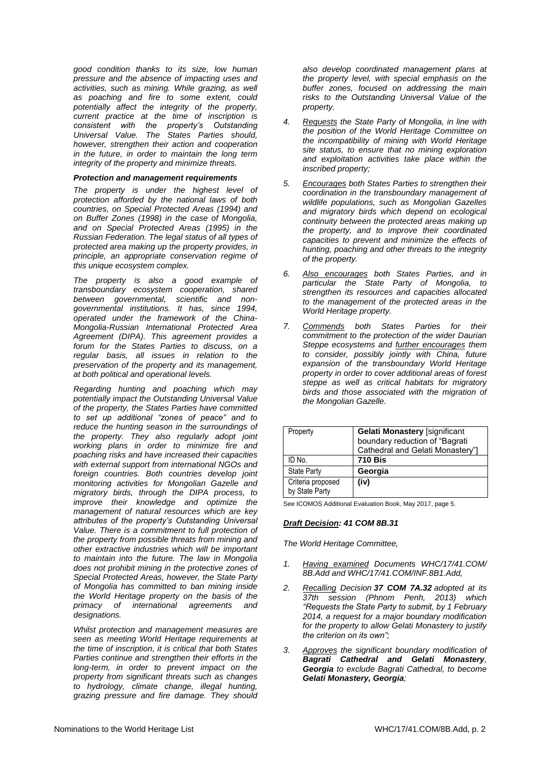*good condition thanks to its size, low human pressure and the absence of impacting uses and activities, such as mining. While grazing, as well as poaching and fire to some extent, could potentially affect the integrity of the property, current practice at the time of inscription is consistent with the property's Outstanding Universal Value. The States Parties should, however, strengthen their action and cooperation in the future, in order to maintain the long term integrity of the property and minimize threats.*

***Protection and management requirements***

*The property is under the highest level of protection afforded by the national laws of both countries, on Special Protected Areas (1994) and on Buffer Zones (1998) in the case of Mongolia, and on Special Protected Areas (1995) in the Russian Federation. The legal status of all types of protected area making up the property provides, in principle, an appropriate conservation regime of this unique ecosystem complex.*

*The property is also a good example of transboundary ecosystem cooperation, shared between governmental, scientific and non-governmental institutions. It has, since 1994, operated under the framework of the China-Mongolia-Russian International Protected Area Agreement (DIPA). This agreement provides a forum for the States Parties to discuss, on a regular basis, all issues in relation to the preservation of the property and its management, at both political and operational levels.*

*Regarding hunting and poaching which may potentially impact the Outstanding Universal Value of the property, the States Parties have committed to set up additional "zones of peace" and to reduce the hunting season in the surroundings of the property. They also regularly adopt joint working plans in order to minimize fire and poaching risks and have increased their capacities with external support from international NGOs and foreign countries. Both countries develop joint monitoring activities for Mongolian Gazelle and migratory birds, through the DIPA process, to improve their knowledge and optimize the management of natural resources which are key attributes of the property's Outstanding Universal Value. There is a commitment to full protection of the property from possible threats from mining and other extractive industries which will be important to maintain into the future. The law in Mongolia does not prohibit mining in the protective zones of Special Protected Areas, however, the State Party of Mongolia has committed to ban mining inside the World Heritage property on the basis of the primacy of international agreements and designations.*

*Whilst protection and management measures are seen as meeting World Heritage requirements at the time of inscription, it is critical that both States Parties continue and strengthen their efforts in the long-term, in order to prevent impact on the property from significant threats such as changes to hydrology, climate change, illegal hunting, grazing pressure and fire damage. They should also develop coordinated management plans at the property level, with special emphasis on the buffer zones, focused on addressing the main risks to the Outstanding Universal Value of the property.*

4. *Requests the State Party of Mongolia, in line with the position of the World Heritage Committee on the incompatibility of mining with World Heritage site status, to ensure that no mining exploration and exploitation activities take place within the inscribed property;*
5. *Encourages both States Parties to strengthen their coordination in the transboundary management of wildlife populations, such as Mongolian Gazelles and migratory birds which depend on ecological continuity between the protected areas making up the property, and to improve their coordinated capacities to prevent and minimize the effects of hunting, poaching and other threats to the integrity of the property.*
6. *Also encourages both States Parties, and in particular the State Party of Mongolia, to strengthen its resources and capacities allocated to the management of the protected areas in the World Heritage property.*
7. *Commends both States Parties for their commitment to the protection of the wider Daurian Steppe ecosystems and further encourages them to consider, possibly jointly with China, future expansion of the transboundary World Heritage property in order to cover additional areas of forest steppe as well as critical habitats for migratory birds and those associated with the migration of the Mongolian Gazelle.*

| Property | **Gelati Monastery** [significant boundary reduction of "Bagrati Cathedral and Gelati Monastery"] |
|---|---|
| ID No. | **710 Bis** |
| State Party | **Georgia** |
| Criteria proposed by State Party | **(iv)** |

See ICOMOS Additional Evaluation Book, May 2017, page 5.

***Draft Decision: 41 COM 8B.31***

*The World Heritage Committee,*

1. *Having examined Documents WHC/17/41.COM/8B.Add and WHC/17/41.COM/INF.8B1.Add,*
2. *Recalling Decision **37 COM 7A.32** adopted at its 37th session (Phnom Penh, 2013) which "Requests the State Party to submit, by 1 February 2014, a request for a major boundary modification for the property to allow Gelati Monastery to justify the criterion on its own";*
3. *Approves the significant boundary modification of **Bagrati Cathedral and Gelati Monastery, Georgia** to exclude Bagrati Cathedral, to become **Gelati Monastery, Georgia**;*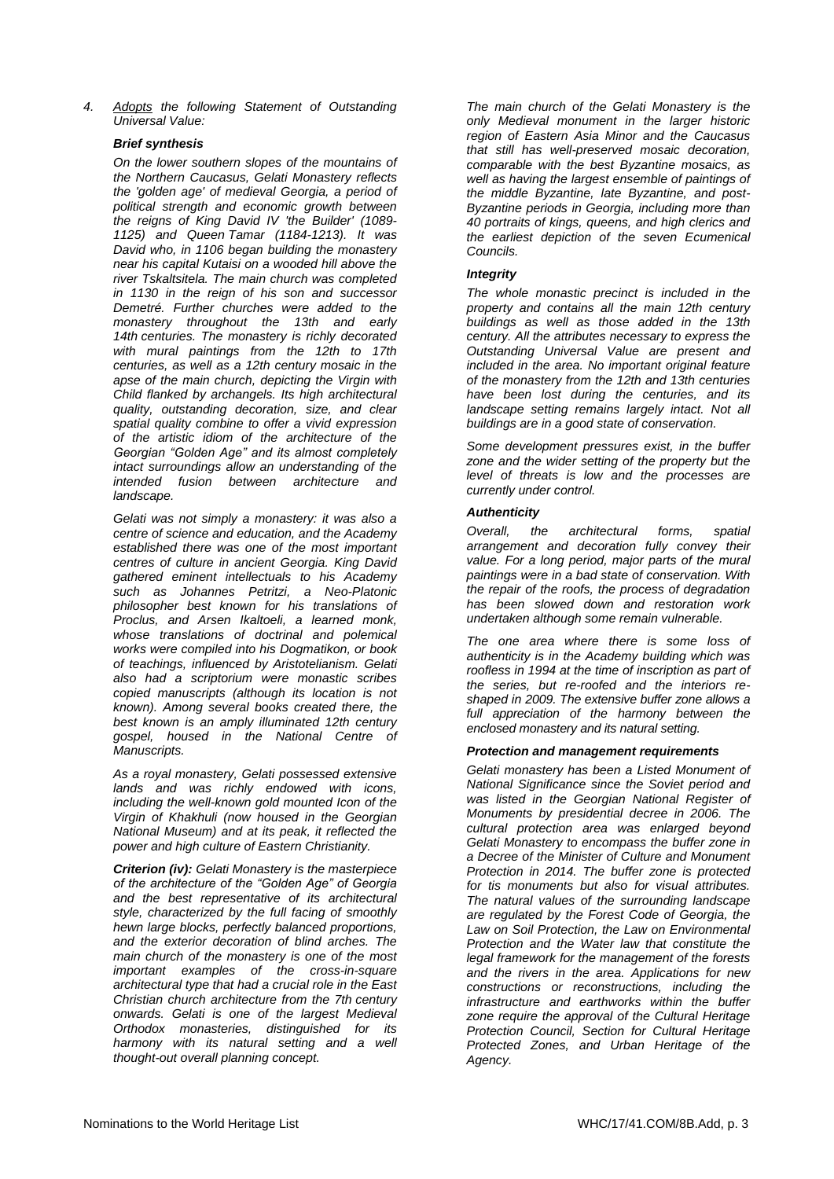4. *Adopts the following Statement of Outstanding Universal Value:*

***Brief synthesis***

*On the lower southern slopes of the mountains of the Northern Caucasus, Gelati Monastery reflects the 'golden age' of medieval Georgia, a period of political strength and economic growth between the reigns of King David IV 'the Builder' (1089-1125) and Queen Tamar (1184-1213). It was David who, in 1106 began building the monastery near his capital Kutaisi on a wooded hill above the river Tskaltsitela. The main church was completed in 1130 in the reign of his son and successor Demetré. Further churches were added to the monastery throughout the 13th and early 14th centuries. The monastery is richly decorated with mural paintings from the 12th to 17th centuries, as well as a 12th century mosaic in the apse of the main church, depicting the Virgin with Child flanked by archangels. Its high architectural quality, outstanding decoration, size, and clear spatial quality combine to offer a vivid expression of the artistic idiom of the architecture of the Georgian "Golden Age" and its almost completely intact surroundings allow an understanding of the intended fusion between architecture and landscape.*

*Gelati was not simply a monastery: it was also a centre of science and education, and the Academy established there was one of the most important centres of culture in ancient Georgia. King David gathered eminent intellectuals to his Academy such as Johannes Petritzi, a Neo-Platonic philosopher best known for his translations of Proclus, and Arsen Ikaltoeli, a learned monk, whose translations of doctrinal and polemical works were compiled into his Dogmatikon, or book of teachings, influenced by Aristotelianism. Gelati also had a scriptorium were monastic scribes copied manuscripts (although its location is not known). Among several books created there, the best known is an amply illuminated 12th century gospel, housed in the National Centre of Manuscripts.*

*As a royal monastery, Gelati possessed extensive lands and was richly endowed with icons, including the well-known gold mounted Icon of the Virgin of Khakhuli (now housed in the Georgian National Museum) and at its peak, it reflected the power and high culture of Eastern Christianity.*

***Criterion (iv):*** *Gelati Monastery is the masterpiece of the architecture of the "Golden Age" of Georgia and the best representative of its architectural style, characterized by the full facing of smoothly hewn large blocks, perfectly balanced proportions, and the exterior decoration of blind arches. The main church of the monastery is one of the most important examples of the cross-in-square architectural type that had a crucial role in the East Christian church architecture from the 7th century onwards. Gelati is one of the largest Medieval Orthodox monasteries, distinguished for its harmony with its natural setting and a well thought-out overall planning concept.*

*The main church of the Gelati Monastery is the only Medieval monument in the larger historic region of Eastern Asia Minor and the Caucasus that still has well-preserved mosaic decoration, comparable with the best Byzantine mosaics, as well as having the largest ensemble of paintings of the middle Byzantine, late Byzantine, and post-Byzantine periods in Georgia, including more than 40 portraits of kings, queens, and high clerics and the earliest depiction of the seven Ecumenical Councils.*

***Integrity***

*The whole monastic precinct is included in the property and contains all the main 12th century buildings as well as those added in the 13th century. All the attributes necessary to express the Outstanding Universal Value are present and included in the area. No important original feature of the monastery from the 12th and 13th centuries have been lost during the centuries, and its landscape setting remains largely intact. Not all buildings are in a good state of conservation.*

*Some development pressures exist, in the buffer zone and the wider setting of the property but the level of threats is low and the processes are currently under control.*

***Authenticity***

*Overall, the architectural forms, spatial arrangement and decoration fully convey their value. For a long period, major parts of the mural paintings were in a bad state of conservation. With the repair of the roofs, the process of degradation has been slowed down and restoration work undertaken although some remain vulnerable.*

*The one area where there is some loss of authenticity is in the Academy building which was roofless in 1994 at the time of inscription as part of the series, but re-roofed and the interiors re-shaped in 2009. The extensive buffer zone allows a full appreciation of the harmony between the enclosed monastery and its natural setting.*

***Protection and management requirements***

*Gelati monastery has been a Listed Monument of National Significance since the Soviet period and was listed in the Georgian National Register of Monuments by presidential decree in 2006. The cultural protection area was enlarged beyond Gelati Monastery to encompass the buffer zone in a Decree of the Minister of Culture and Monument Protection in 2014. The buffer zone is protected for tis monuments but also for visual attributes. The natural values of the surrounding landscape are regulated by the Forest Code of Georgia, the Law on Soil Protection, the Law on Environmental Protection and the Water law that constitute the legal framework for the management of the forests and the rivers in the area. Applications for new constructions or reconstructions, including the infrastructure and earthworks within the buffer zone require the approval of the Cultural Heritage Protection Council, Section for Cultural Heritage Protected Zones, and Urban Heritage of the Agency.*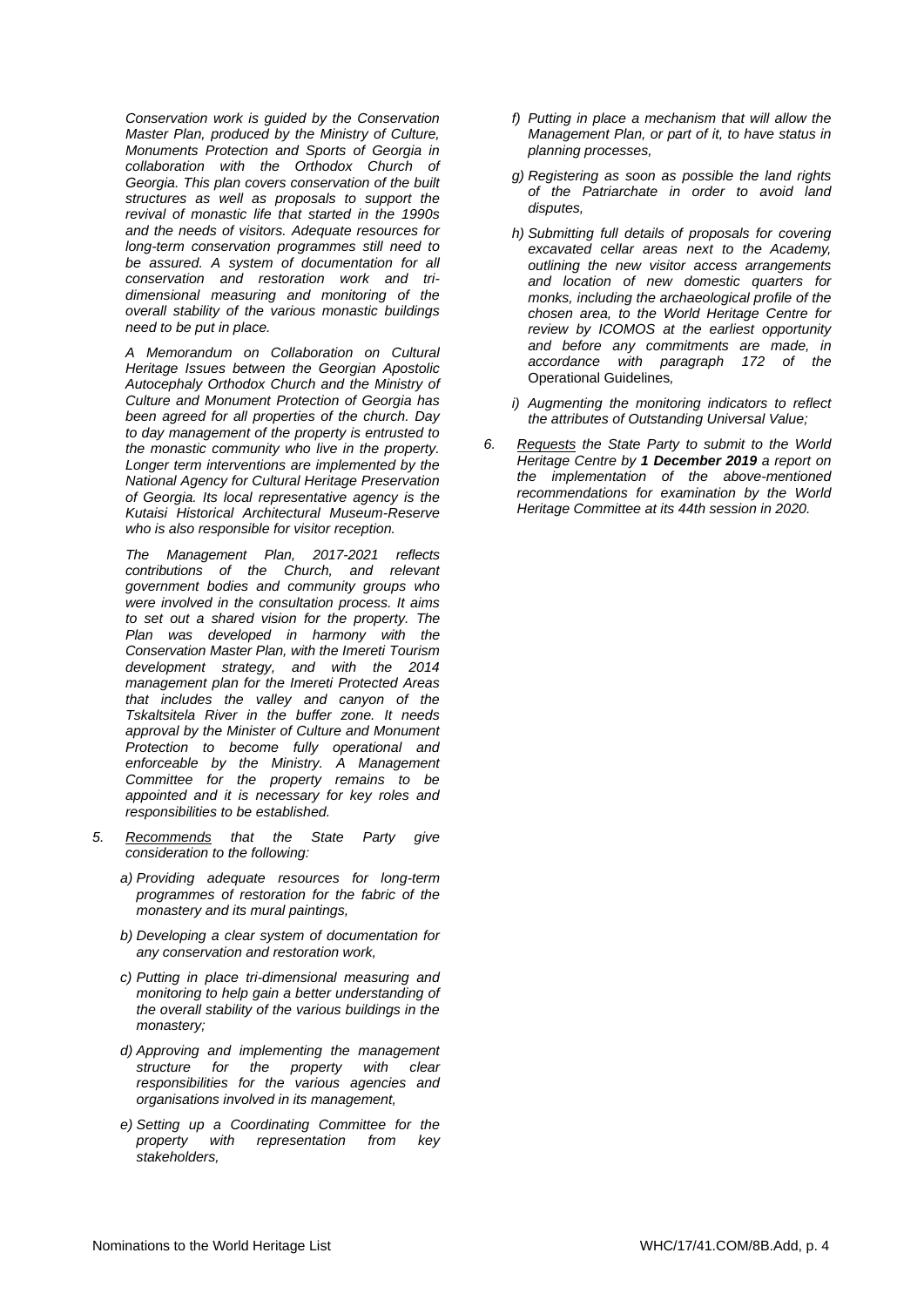*Conservation work is guided by the Conservation Master Plan, produced by the Ministry of Culture, Monuments Protection and Sports of Georgia in collaboration with the Orthodox Church of Georgia. This plan covers conservation of the built structures as well as proposals to support the revival of monastic life that started in the 1990s and the needs of visitors. Adequate resources for long-term conservation programmes still need to be assured. A system of documentation for all conservation and restoration work and tri-dimensional measuring and monitoring of the overall stability of the various monastic buildings need to be put in place.*

*A Memorandum on Collaboration on Cultural Heritage Issues between the Georgian Apostolic Autocephaly Orthodox Church and the Ministry of Culture and Monument Protection of Georgia has been agreed for all properties of the church. Day to day management of the property is entrusted to the monastic community who live in the property. Longer term interventions are implemented by the National Agency for Cultural Heritage Preservation of Georgia. Its local representative agency is the Kutaisi Historical Architectural Museum-Reserve who is also responsible for visitor reception.*

*The Management Plan, 2017-2021 reflects contributions of the Church, and relevant government bodies and community groups who were involved in the consultation process. It aims to set out a shared vision for the property. The Plan was developed in harmony with the Conservation Master Plan, with the Imereti Tourism development strategy, and with the 2014 management plan for the Imereti Protected Areas that includes the valley and canyon of the Tskaltsitela River in the buffer zone. It needs approval by the Minister of Culture and Monument Protection to become fully operational and enforceable by the Ministry. A Management Committee for the property remains to be appointed and it is necessary for key roles and responsibilities to be established.*

5. *Recommends that the State Party give consideration to the following:*

   a) *Providing adequate resources for long-term programmes of restoration for the fabric of the monastery and its mural paintings,*

   b) *Developing a clear system of documentation for any conservation and restoration work,*

   c) *Putting in place tri-dimensional measuring and monitoring to help gain a better understanding of the overall stability of the various buildings in the monastery;*

   d) *Approving and implementing the management structure for the property with clear responsibilities for the various agencies and organisations involved in its management,*

   e) *Setting up a Coordinating Committee for the property with representation from key stakeholders,*

   f) *Putting in place a mechanism that will allow the Management Plan, or part of it, to have status in planning processes,*

   g) *Registering as soon as possible the land rights of the Patriarchate in order to avoid land disputes,*

   h) *Submitting full details of proposals for covering excavated cellar areas next to the Academy, outlining the new visitor access arrangements and location of new domestic quarters for monks, including the archaeological profile of the chosen area, to the World Heritage Centre for review by ICOMOS at the earliest opportunity and before any commitments are made, in accordance with paragraph 172 of the* Operational Guidelines*,*

   i) *Augmenting the monitoring indicators to reflect the attributes of Outstanding Universal Value;*

6. *Requests the State Party to submit to the World Heritage Centre by **1 December 2019** a report on the implementation of the above-mentioned recommendations for examination by the World Heritage Committee at its 44th session in 2020.*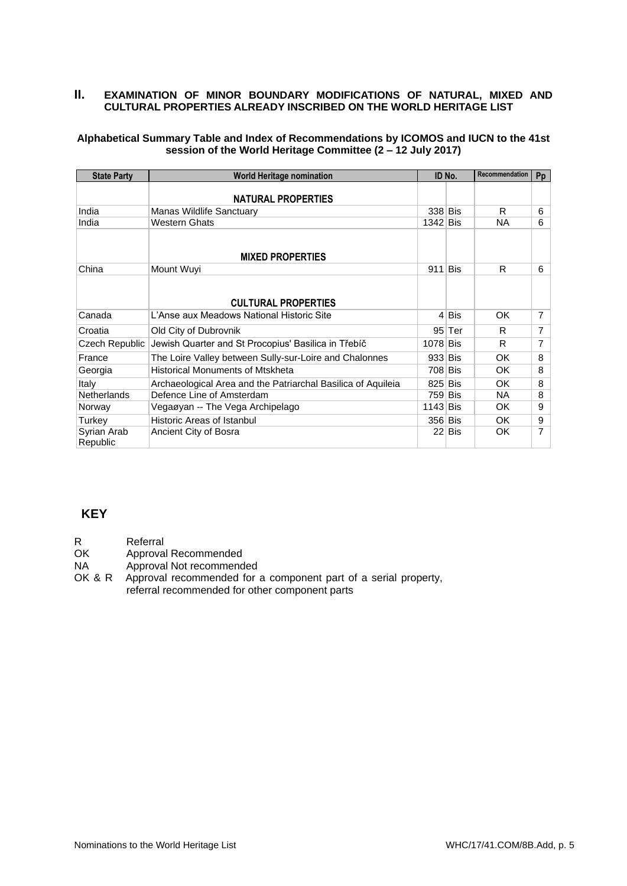## II. EXAMINATION OF MINOR BOUNDARY MODIFICATIONS OF NATURAL, MIXED AND CULTURAL PROPERTIES ALREADY INSCRIBED ON THE WORLD HERITAGE LIST

**Alphabetical Summary Table and Index of Recommendations by ICOMOS and IUCN to the 41st session of the World Heritage Committee (2 – 12 July 2017)**

| State Party | World Heritage nomination | ID No. | | Recommendation | Pp |
|---|---|---|---|---|---|
| | **NATURAL PROPERTIES** | | | | |
| India | Manas Wildlife Sanctuary | 338 | Bis | R | 6 |
| India | Western Ghats | 1342 | Bis | NA | 6 |
| | **MIXED PROPERTIES** | | | | |
| China | Mount Wuyi | 911 | Bis | R | 6 |
| | **CULTURAL PROPERTIES** | | | | |
| Canada | L'Anse aux Meadows National Historic Site | 4 | Bis | OK | 7 |
| Croatia | Old City of Dubrovnik | 95 | Ter | R | 7 |
| Czech Republic | Jewish Quarter and St Procopius' Basilica in Třebíč | 1078 | Bis | R | 7 |
| France | The Loire Valley between Sully-sur-Loire and Chalonnes | 933 | Bis | OK | 8 |
| Georgia | Historical Monuments of Mtskheta | 708 | Bis | OK | 8 |
| Italy | Archaeological Area and the Patriarchal Basilica of Aquileia | 825 | Bis | OK | 8 |
| Netherlands | Defence Line of Amsterdam | 759 | Bis | NA | 8 |
| Norway | Vegaøyan -- The Vega Archipelago | 1143 | Bis | OK | 9 |
| Turkey | Historic Areas of Istanbul | 356 | Bis | OK | 9 |
| Syrian Arab Republic | Ancient City of Bosra | 22 | Bis | OK | 7 |

### KEY

R Referral
OK Approval Recommended
NA Approval Not recommended
OK & R Approval recommended for a component part of a serial property, referral recommended for other component parts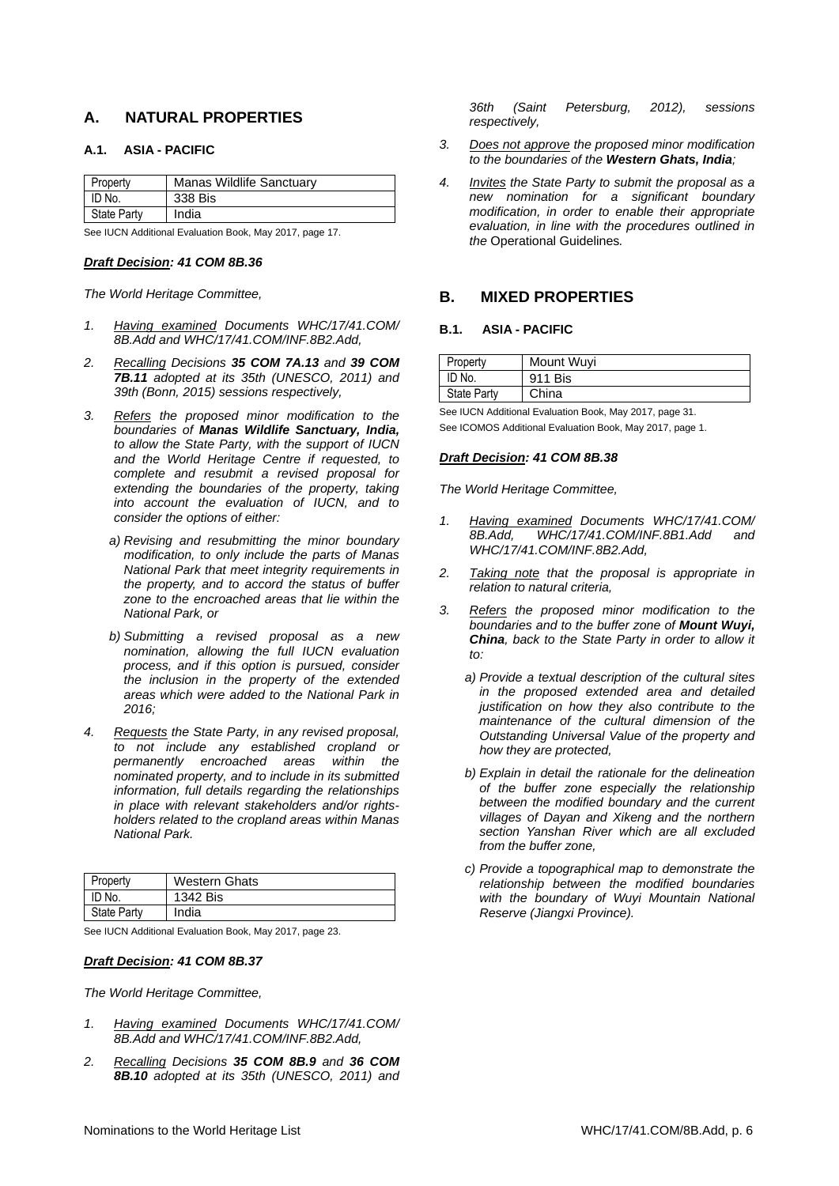## A. NATURAL PROPERTIES

### A.1. ASIA - PACIFIC

| Property | Manas Wildlife Sanctuary |
|---|---|
| ID No. | 338 Bis |
| State Party | India |

See IUCN Additional Evaluation Book, May 2017, page 17.

***Draft Decision**: 41 COM 8B.36*

*The World Heritage Committee,*

1. *Having examined Documents WHC/17/41.COM/ 8B.Add and WHC/17/41.COM/INF.8B2.Add,*
2. *Recalling Decisions **35 COM 7A.13** and **39 COM 7B.11** adopted at its 35th (UNESCO, 2011) and 39th (Bonn, 2015) sessions respectively,*
3. *Refers the proposed minor modification to the boundaries of **Manas Wildlife Sanctuary, India,** to allow the State Party, with the support of IUCN and the World Heritage Centre if requested, to complete and resubmit a revised proposal for extending the boundaries of the property, taking into account the evaluation of IUCN, and to consider the options of either:*
   - *a) Revising and resubmitting the minor boundary modification, to only include the parts of Manas National Park that meet integrity requirements in the property, and to accord the status of buffer zone to the encroached areas that lie within the National Park, or*
   - *b) Submitting a revised proposal as a new nomination, allowing the full IUCN evaluation process, and if this option is pursued, consider the inclusion in the property of the extended areas which were added to the National Park in 2016;*
4. *Requests the State Party, in any revised proposal, to not include any established cropland or permanently encroached areas within the nominated property, and to include in its submitted information, full details regarding the relationships in place with relevant stakeholders and/or rights-holders related to the cropland areas within Manas National Park.*

| Property | Western Ghats |
|---|---|
| ID No. | 1342 Bis |
| State Party | India |

See IUCN Additional Evaluation Book, May 2017, page 23.

***Draft Decision**: 41 COM 8B.37*

*The World Heritage Committee,*

1. *Having examined Documents WHC/17/41.COM/ 8B.Add and WHC/17/41.COM/INF.8B2.Add,*
2. *Recalling Decisions **35 COM 8B.9** and **36 COM 8B.10** adopted at its 35th (UNESCO, 2011) and 36th (Saint Petersburg, 2012), sessions respectively,*
3. *Does not approve the proposed minor modification to the boundaries of the **Western Ghats, India**;*
4. *Invites the State Party to submit the proposal as a new nomination for a significant boundary modification, in order to enable their appropriate evaluation, in line with the procedures outlined in the* Operational Guidelines*.*

## B. MIXED PROPERTIES

### B.1. ASIA - PACIFIC

| Property | Mount Wuyi |
|---|---|
| ID No. | 911 Bis |
| State Party | China |

See IUCN Additional Evaluation Book, May 2017, page 31.

See ICOMOS Additional Evaluation Book, May 2017, page 1.

***Draft Decision**: 41 COM 8B.38*

*The World Heritage Committee,*

1. *Having examined Documents WHC/17/41.COM/ 8B.Add, WHC/17/41.COM/INF.8B1.Add and WHC/17/41.COM/INF.8B2.Add,*
2. *Taking note that the proposal is appropriate in relation to natural criteria,*
3. *Refers the proposed minor modification to the boundaries and to the buffer zone of **Mount Wuyi, China**, back to the State Party in order to allow it to:*
   - *a) Provide a textual description of the cultural sites in the proposed extended area and detailed justification on how they also contribute to the maintenance of the cultural dimension of the Outstanding Universal Value of the property and how they are protected,*
   - *b) Explain in detail the rationale for the delineation of the buffer zone especially the relationship between the modified boundary and the current villages of Dayan and Xikeng and the northern section Yanshan River which are all excluded from the buffer zone,*
   - *c) Provide a topographical map to demonstrate the relationship between the modified boundaries with the boundary of Wuyi Mountain National Reserve (Jiangxi Province).*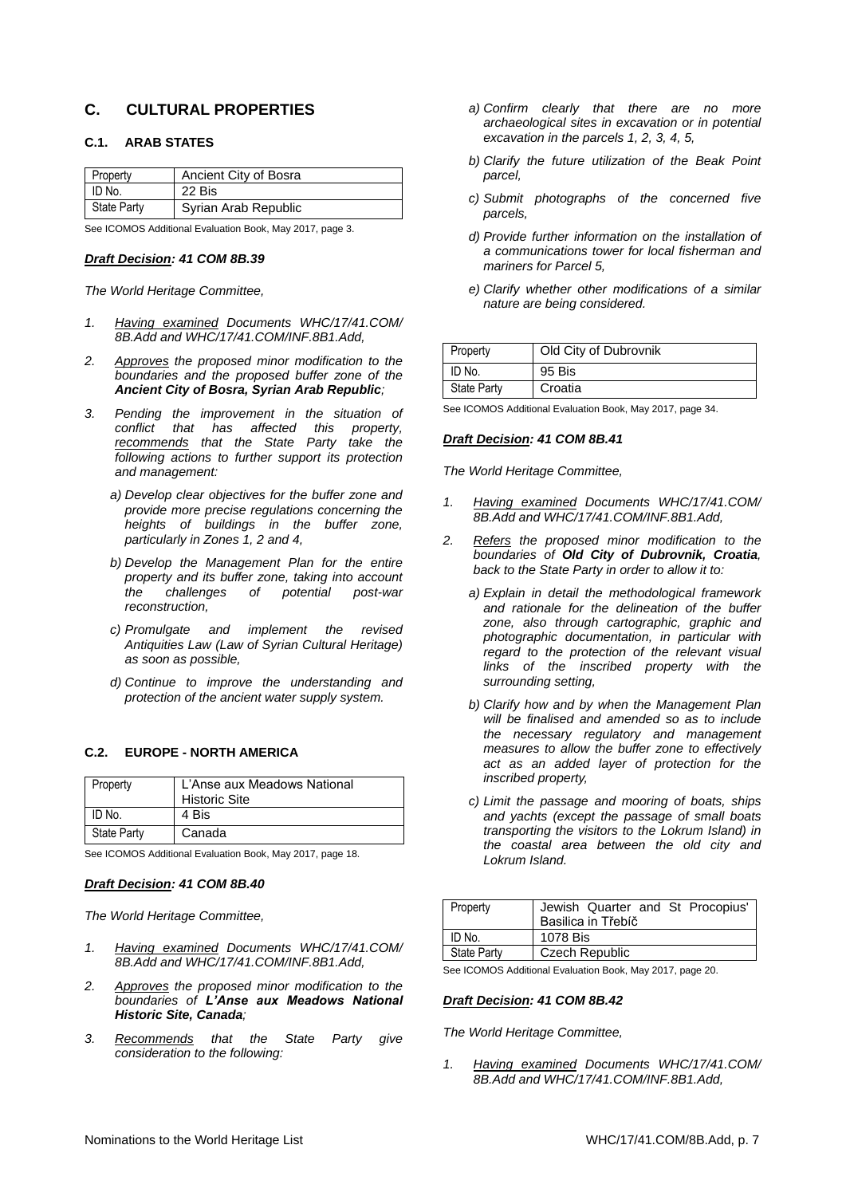## C. CULTURAL PROPERTIES

### C.1. ARAB STATES

| Property | Ancient City of Bosra |
|---|---|
| ID No. | 22 Bis |
| State Party | Syrian Arab Republic |

See ICOMOS Additional Evaluation Book, May 2017, page 3.

***Draft Decision: 41 COM 8B.39***

*The World Heritage Committee,*

1. *Having examined Documents WHC/17/41.COM/ 8B.Add and WHC/17/41.COM/INF.8B1.Add,*

2. *Approves the proposed minor modification to the boundaries and the proposed buffer zone of the* ***Ancient City of Bosra, Syrian Arab Republic****;*

3. *Pending the improvement in the situation of conflict that has affected this property, recommends that the State Party take the following actions to further support its protection and management:*

   a) *Develop clear objectives for the buffer zone and provide more precise regulations concerning the heights of buildings in the buffer zone, particularly in Zones 1, 2 and 4,*

   b) *Develop the Management Plan for the entire property and its buffer zone, taking into account the challenges of potential post-war reconstruction,*

   c) *Promulgate and implement the revised Antiquities Law (Law of Syrian Cultural Heritage) as soon as possible,*

   d) *Continue to improve the understanding and protection of the ancient water supply system.*

### C.2. EUROPE - NORTH AMERICA

| Property | L'Anse aux Meadows National Historic Site |
|---|---|
| ID No. | 4 Bis |
| State Party | Canada |

See ICOMOS Additional Evaluation Book, May 2017, page 18.

***Draft Decision: 41 COM 8B.40***

*The World Heritage Committee,*

1. *Having examined Documents WHC/17/41.COM/ 8B.Add and WHC/17/41.COM/INF.8B1.Add,*

2. *Approves the proposed minor modification to the boundaries of* ***L'Anse aux Meadows National Historic Site, Canada****;*

3. *Recommends that the State Party give consideration to the following:*

   a) *Confirm clearly that there are no more archaeological sites in excavation or in potential excavation in the parcels 1, 2, 3, 4, 5,*

   b) *Clarify the future utilization of the Beak Point parcel,*

   c) *Submit photographs of the concerned five parcels,*

   d) *Provide further information on the installation of a communications tower for local fisherman and mariners for Parcel 5,*

   e) *Clarify whether other modifications of a similar nature are being considered.*

| Property | Old City of Dubrovnik |
|---|---|
| ID No. | 95 Bis |
| State Party | Croatia |

See ICOMOS Additional Evaluation Book, May 2017, page 34.

***Draft Decision: 41 COM 8B.41***

*The World Heritage Committee,*

1. *Having examined Documents WHC/17/41.COM/ 8B.Add and WHC/17/41.COM/INF.8B1.Add,*

2. *Refers the proposed minor modification to the boundaries of* ***Old City of Dubrovnik, Croatia****, back to the State Party in order to allow it to:*

   a) *Explain in detail the methodological framework and rationale for the delineation of the buffer zone, also through cartographic, graphic and photographic documentation, in particular with regard to the protection of the relevant visual links of the inscribed property with the surrounding setting,*

   b) *Clarify how and by when the Management Plan will be finalised and amended so as to include the necessary regulatory and management measures to allow the buffer zone to effectively act as an added layer of protection for the inscribed property,*

   c) *Limit the passage and mooring of boats, ships and yachts (except the passage of small boats transporting the visitors to the Lokrum Island) in the coastal area between the old city and Lokrum Island.*

| Property | Jewish Quarter and St Procopius' Basilica in Třebíč |
|---|---|
| ID No. | 1078 Bis |
| State Party | Czech Republic |

See ICOMOS Additional Evaluation Book, May 2017, page 20.

***Draft Decision: 41 COM 8B.42***

*The World Heritage Committee,*

1. *Having examined Documents WHC/17/41.COM/ 8B.Add and WHC/17/41.COM/INF.8B1.Add,*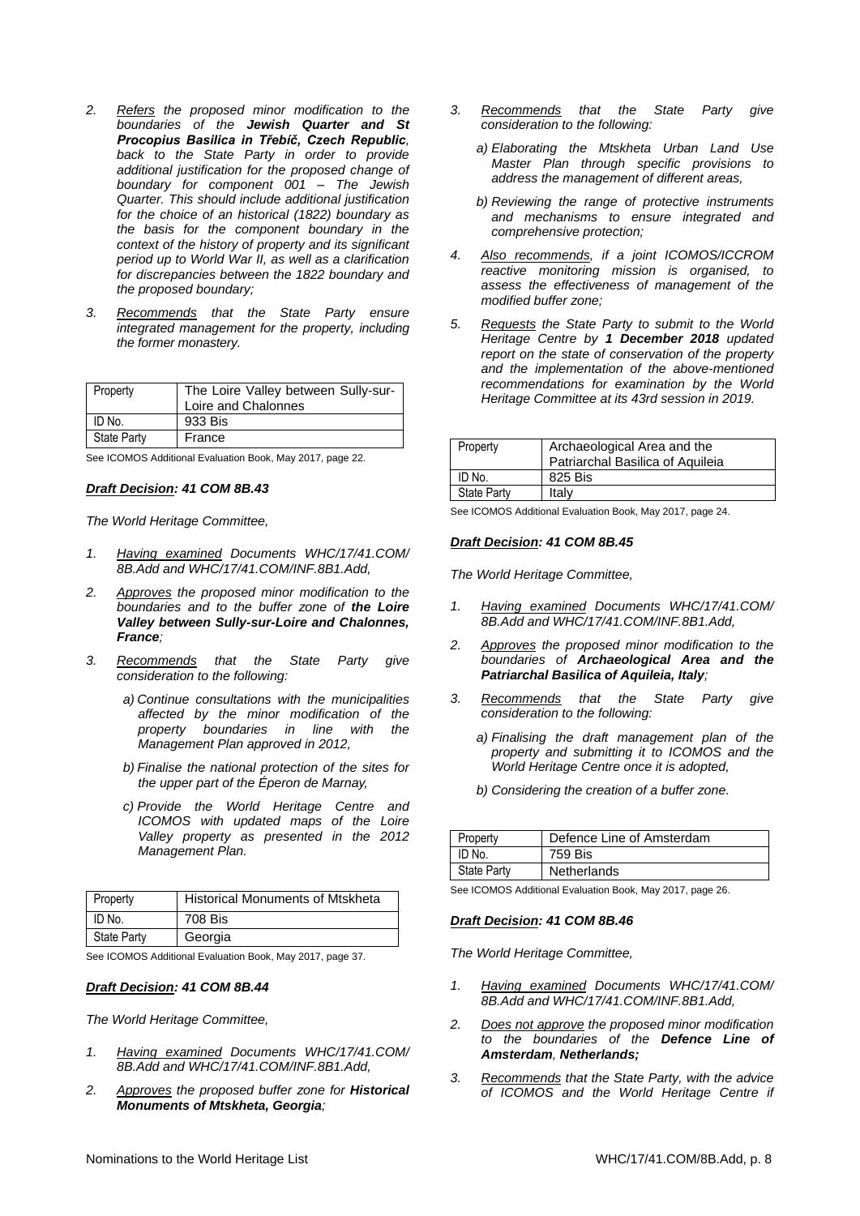2. *Refers the proposed minor modification to the boundaries of the **Jewish Quarter and St Procopius Basilica in Třebíč, Czech Republic**, back to the State Party in order to provide additional justification for the proposed change of boundary for component 001 – The Jewish Quarter. This should include additional justification for the choice of an historical (1822) boundary as the basis for the component boundary in the context of the history of property and its significant period up to World War II, as well as a clarification for discrepancies between the 1822 boundary and the proposed boundary;*

3. *Recommends that the State Party ensure integrated management for the property, including the former monastery.*

| Property | The Loire Valley between Sully-sur-Loire and Chalonnes |
|---|---|
| ID No. | 933 Bis |
| State Party | France |

See ICOMOS Additional Evaluation Book, May 2017, page 22.

***Draft Decision**: 41 COM 8B.43*

*The World Heritage Committee,*

1. *Having examined Documents WHC/17/41.COM/8B.Add and WHC/17/41.COM/INF.8B1.Add,*

2. *Approves the proposed minor modification to the boundaries and to the buffer zone of **the Loire Valley between Sully-sur-Loire and Chalonnes, France**;*

3. *Recommends that the State Party give consideration to the following:*

   a) *Continue consultations with the municipalities affected by the minor modification of the property boundaries in line with the Management Plan approved in 2012,*

   b) *Finalise the national protection of the sites for the upper part of the Éperon de Marnay,*

   c) *Provide the World Heritage Centre and ICOMOS with updated maps of the Loire Valley property as presented in the 2012 Management Plan.*

| Property | Historical Monuments of Mtskheta |
|---|---|
| ID No. | 708 Bis |
| State Party | Georgia |

See ICOMOS Additional Evaluation Book, May 2017, page 37.

***Draft Decision**: 41 COM 8B.44*

*The World Heritage Committee,*

1. *Having examined Documents WHC/17/41.COM/8B.Add and WHC/17/41.COM/INF.8B1.Add,*

2. *Approves the proposed buffer zone for **Historical Monuments of Mtskheta, Georgia**;*

3. *Recommends that the State Party give consideration to the following:*

   a) *Elaborating the Mtskheta Urban Land Use Master Plan through specific provisions to address the management of different areas,*

   b) *Reviewing the range of protective instruments and mechanisms to ensure integrated and comprehensive protection;*

4. *Also recommends, if a joint ICOMOS/ICCROM reactive monitoring mission is organised, to assess the effectiveness of management of the modified buffer zone;*

5. *Requests the State Party to submit to the World Heritage Centre by **1 December 2018** updated report on the state of conservation of the property and the implementation of the above-mentioned recommendations for examination by the World Heritage Committee at its 43rd session in 2019.*

| Property | Archaeological Area and the Patriarchal Basilica of Aquileia |
|---|---|
| ID No. | 825 Bis |
| State Party | Italy |

See ICOMOS Additional Evaluation Book, May 2017, page 24.

***Draft Decision**: 41 COM 8B.45*

*The World Heritage Committee,*

1. *Having examined Documents WHC/17/41.COM/8B.Add and WHC/17/41.COM/INF.8B1.Add,*

2. *Approves the proposed minor modification to the boundaries of **Archaeological Area and the Patriarchal Basilica of Aquileia, Italy**;*

3. *Recommends that the State Party give consideration to the following:*

   a) *Finalising the draft management plan of the property and submitting it to ICOMOS and the World Heritage Centre once it is adopted,*

   b) *Considering the creation of a buffer zone.*

| Property | Defence Line of Amsterdam |
|---|---|
| ID No. | 759 Bis |
| State Party | Netherlands |

See ICOMOS Additional Evaluation Book, May 2017, page 26.

***Draft Decision**: 41 COM 8B.46*

*The World Heritage Committee,*

1. *Having examined Documents WHC/17/41.COM/8B.Add and WHC/17/41.COM/INF.8B1.Add,*

2. *Does not approve the proposed minor modification to the boundaries of the **Defence Line of Amsterdam, Netherlands;***

3. *Recommends that the State Party, with the advice of ICOMOS and the World Heritage Centre if*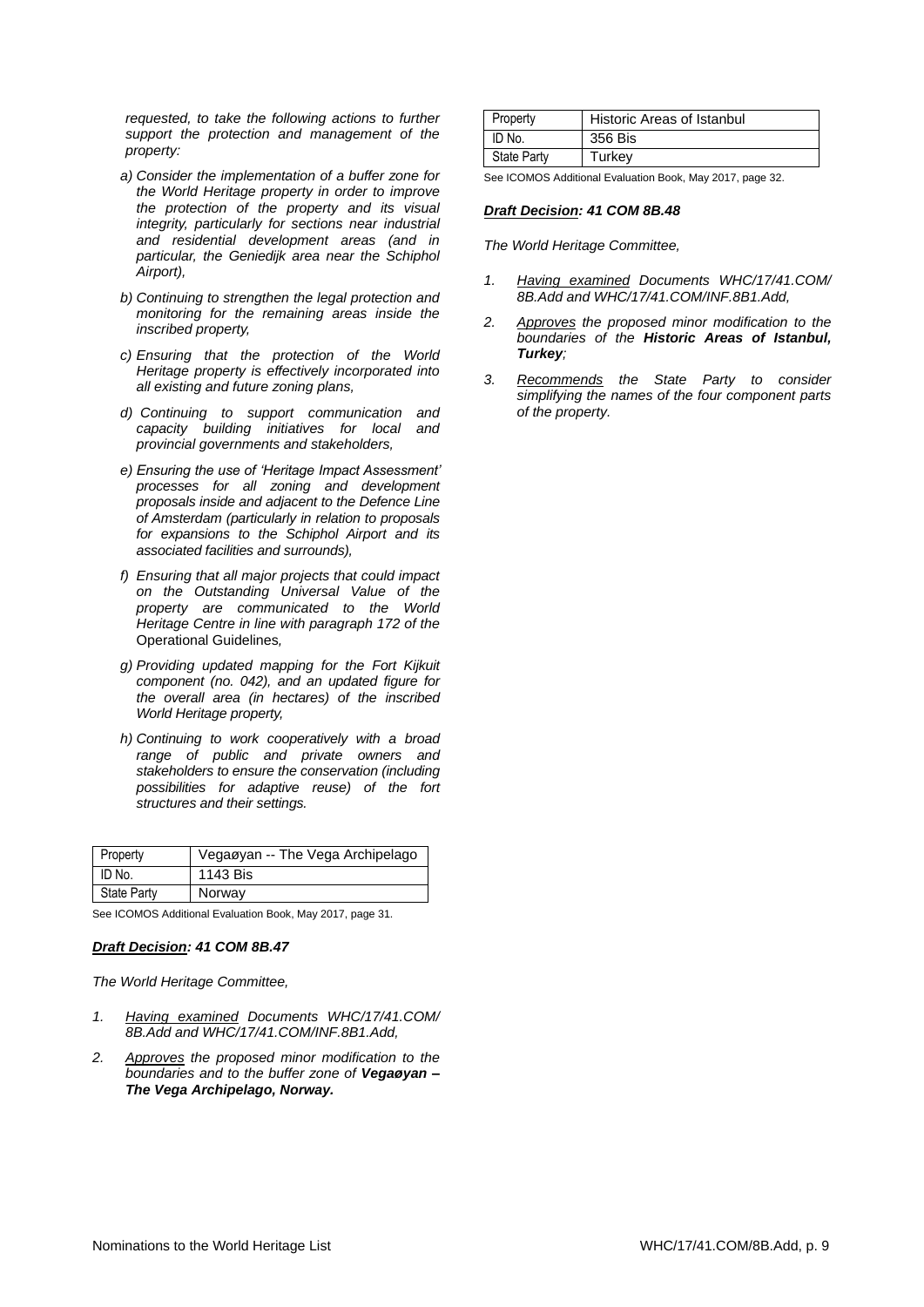*requested, to take the following actions to further support the protection and management of the property:*

*a) Consider the implementation of a buffer zone for the World Heritage property in order to improve the protection of the property and its visual integrity, particularly for sections near industrial and residential development areas (and in particular, the Geniedijk area near the Schiphol Airport),*

*b) Continuing to strengthen the legal protection and monitoring for the remaining areas inside the inscribed property,*

*c) Ensuring that the protection of the World Heritage property is effectively incorporated into all existing and future zoning plans,*

*d) Continuing to support communication and capacity building initiatives for local and provincial governments and stakeholders,*

*e) Ensuring the use of 'Heritage Impact Assessment' processes for all zoning and development proposals inside and adjacent to the Defence Line of Amsterdam (particularly in relation to proposals for expansions to the Schiphol Airport and its associated facilities and surrounds),*

*f) Ensuring that all major projects that could impact on the Outstanding Universal Value of the property are communicated to the World Heritage Centre in line with paragraph 172 of the* Operational Guidelines*,*

*g) Providing updated mapping for the Fort Kijkuit component (no. 042), and an updated figure for the overall area (in hectares) of the inscribed World Heritage property,*

*h) Continuing to work cooperatively with a broad range of public and private owners and stakeholders to ensure the conservation (including possibilities for adaptive reuse) of the fort structures and their settings.*

| Property | Vegaøyan -- The Vega Archipelago |
|---|---|
| ID No. | 1143 Bis |
| State Party | Norway |

See ICOMOS Additional Evaluation Book, May 2017, page 31.

***Draft Decision: 41 COM 8B.47***

*The World Heritage Committee,*

1. *Having examined Documents WHC/17/41.COM/ 8B.Add and WHC/17/41.COM/INF.8B1.Add,*

2. *Approves the proposed minor modification to the boundaries and to the buffer zone of **Vegaøyan – The Vega Archipelago, Norway.***

| Property | Historic Areas of Istanbul |
|---|---|
| ID No. | 356 Bis |
| State Party | Turkey |

See ICOMOS Additional Evaluation Book, May 2017, page 32.

***Draft Decision: 41 COM 8B.48***

*The World Heritage Committee,*

1. *Having examined Documents WHC/17/41.COM/ 8B.Add and WHC/17/41.COM/INF.8B1.Add,*

2. *Approves the proposed minor modification to the boundaries of the **Historic Areas of Istanbul, Turkey**;*

3. *Recommends the State Party to consider simplifying the names of the four component parts of the property.*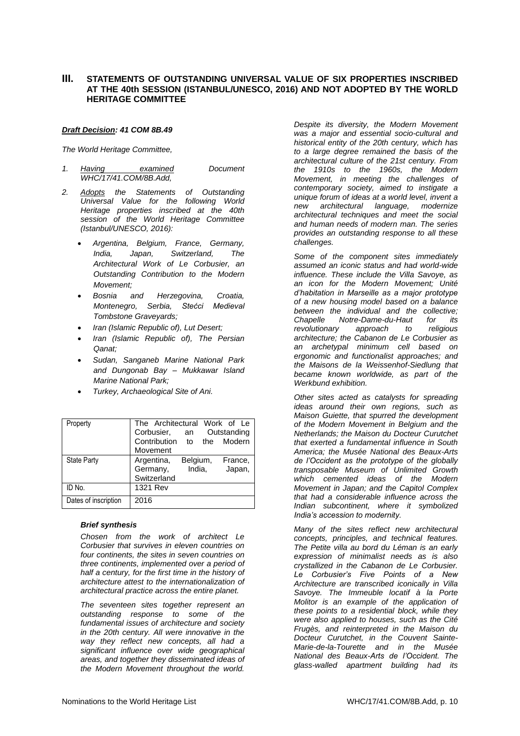## III. STATEMENTS OF OUTSTANDING UNIVERSAL VALUE OF SIX PROPERTIES INSCRIBED AT THE 40th SESSION (ISTANBUL/UNESCO, 2016) AND NOT ADOPTED BY THE WORLD HERITAGE COMMITTEE

***Draft Decision: 41 COM 8B.49***

*The World Heritage Committee,*

1. *Having examined Document WHC/17/41.COM/8B.Add,*
2. *Adopts the Statements of Outstanding Universal Value for the following World Heritage properties inscribed at the 40th session of the World Heritage Committee (Istanbul/UNESCO, 2016):*
   - *Argentina, Belgium, France, Germany, India, Japan, Switzerland, The Architectural Work of Le Corbusier, an Outstanding Contribution to the Modern Movement;*
   - *Bosnia and Herzegovina, Croatia, Montenegro, Serbia, Stećci Medieval Tombstone Graveyards;*
   - *Iran (Islamic Republic of), Lut Desert;*
   - *Iran (Islamic Republic of), The Persian Qanat;*
   - *Sudan, Sanganeb Marine National Park and Dungonab Bay – Mukkawar Island Marine National Park;*
   - *Turkey, Archaeological Site of Ani.*

| Property | The Architectural Work of Le Corbusier, an Outstanding Contribution to the Modern Movement |
|---|---|
| State Party | Argentina, Belgium, France, Germany, India, Japan, Switzerland |
| ID No. | 1321 Rev |
| Dates of inscription | 2016 |

***Brief synthesis***

*Chosen from the work of architect Le Corbusier that survives in eleven countries on four continents, the sites in seven countries on three continents, implemented over a period of half a century, for the first time in the history of architecture attest to the internationalization of architectural practice across the entire planet.*

*The seventeen sites together represent an outstanding response to some of the fundamental issues of architecture and society in the 20th century. All were innovative in the way they reflect new concepts, all had a significant influence over wide geographical areas, and together they disseminated ideas of the Modern Movement throughout the world.*

*Despite its diversity, the Modern Movement was a major and essential socio-cultural and historical entity of the 20th century, which has to a large degree remained the basis of the architectural culture of the 21st century. From the 1910s to the 1960s, the Modern Movement, in meeting the challenges of contemporary society, aimed to instigate a unique forum of ideas at a world level, invent a new architectural language, modernize architectural techniques and meet the social and human needs of modern man. The series provides an outstanding response to all these challenges.*

*Some of the component sites immediately assumed an iconic status and had world-wide influence. These include the Villa Savoye, as an icon for the Modern Movement; Unité d'habitation in Marseille as a major prototype of a new housing model based on a balance between the individual and the collective; Chapelle Notre-Dame-du-Haut for its revolutionary approach to religious architecture; the Cabanon de Le Corbusier as an archetypal minimum cell based on ergonomic and functionalist approaches; and the Maisons de la Weissenhof-Siedlung that became known worldwide, as part of the Werkbund exhibition.*

*Other sites acted as catalysts for spreading ideas around their own regions, such as Maison Guiette, that spurred the development of the Modern Movement in Belgium and the Netherlands; the Maison du Docteur Curutchet that exerted a fundamental influence in South America; the Musée National des Beaux-Arts de l'Occident as the prototype of the globally transposable Museum of Unlimited Growth which cemented ideas of the Modern Movement in Japan; and the Capitol Complex that had a considerable influence across the Indian subcontinent, where it symbolized India's accession to modernity.*

*Many of the sites reflect new architectural concepts, principles, and technical features. The Petite villa au bord du Léman is an early expression of minimalist needs as is also crystallized in the Cabanon de Le Corbusier. Le Corbusier's Five Points of a New Architecture are transcribed iconically in Villa Savoye. The Immeuble locatif à la Porte Molitor is an example of the application of these points to a residential block, while they were also applied to houses, such as the Cité Frugès, and reinterpreted in the Maison du Docteur Curutchet, in the Couvent Sainte-Marie-de-la-Tourette and in the Musée National des Beaux-Arts de l'Occident. The glass-walled apartment building had its*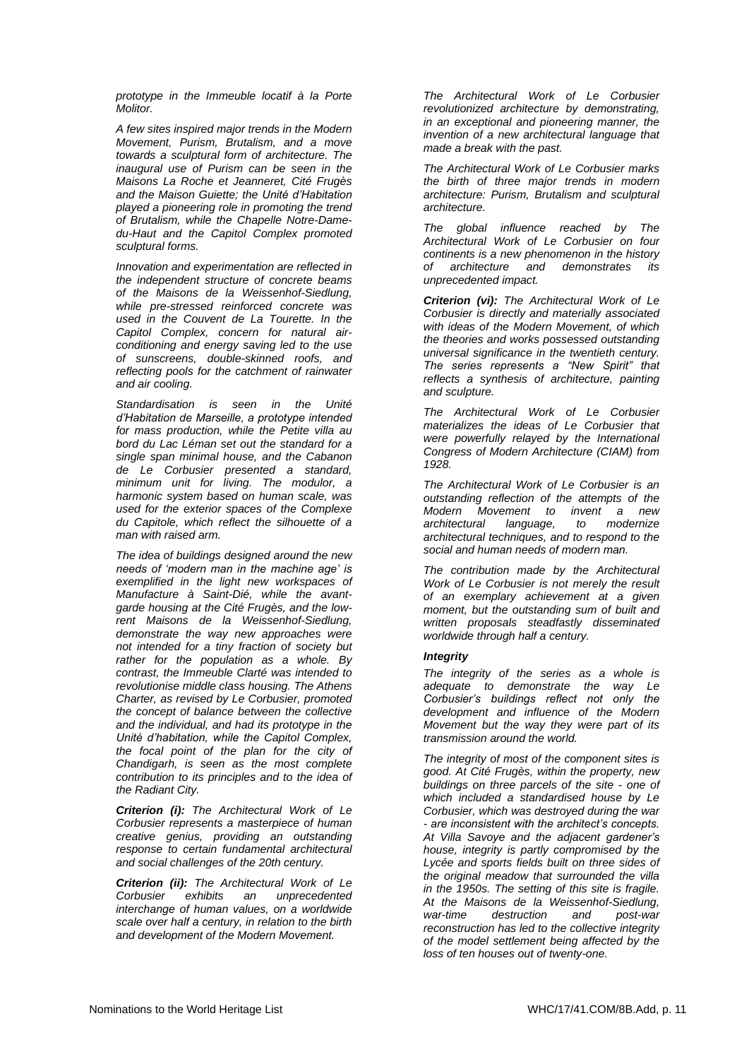*prototype in the Immeuble locatif à la Porte Molitor.*

*A few sites inspired major trends in the Modern Movement, Purism, Brutalism, and a move towards a sculptural form of architecture. The inaugural use of Purism can be seen in the Maisons La Roche et Jeanneret, Cité Frugès and the Maison Guiette; the Unité d'Habitation played a pioneering role in promoting the trend of Brutalism, while the Chapelle Notre-Dame-du-Haut and the Capitol Complex promoted sculptural forms.*

*Innovation and experimentation are reflected in the independent structure of concrete beams of the Maisons de la Weissenhof-Siedlung, while pre-stressed reinforced concrete was used in the Couvent de La Tourette. In the Capitol Complex, concern for natural air-conditioning and energy saving led to the use of sunscreens, double-skinned roofs, and reflecting pools for the catchment of rainwater and air cooling.*

*Standardisation is seen in the Unité d'Habitation de Marseille, a prototype intended for mass production, while the Petite villa au bord du Lac Léman set out the standard for a single span minimal house, and the Cabanon de Le Corbusier presented a standard, minimum unit for living. The modulor, a harmonic system based on human scale, was used for the exterior spaces of the Complexe du Capitole, which reflect the silhouette of a man with raised arm.*

*The idea of buildings designed around the new needs of 'modern man in the machine age' is exemplified in the light new workspaces of Manufacture à Saint-Dié, while the avant-garde housing at the Cité Frugès, and the low-rent Maisons de la Weissenhof-Siedlung, demonstrate the way new approaches were not intended for a tiny fraction of society but rather for the population as a whole. By contrast, the Immeuble Clarté was intended to revolutionise middle class housing. The Athens Charter, as revised by Le Corbusier, promoted the concept of balance between the collective and the individual, and had its prototype in the Unité d'habitation, while the Capitol Complex, the focal point of the plan for the city of Chandigarh, is seen as the most complete contribution to its principles and to the idea of the Radiant City.*

***Criterion (i):*** *The Architectural Work of Le Corbusier represents a masterpiece of human creative genius, providing an outstanding response to certain fundamental architectural and social challenges of the 20th century.*

***Criterion (ii):*** *The Architectural Work of Le Corbusier exhibits an unprecedented interchange of human values, on a worldwide scale over half a century, in relation to the birth and development of the Modern Movement.*

*The Architectural Work of Le Corbusier revolutionized architecture by demonstrating, in an exceptional and pioneering manner, the invention of a new architectural language that made a break with the past.*

*The Architectural Work of Le Corbusier marks the birth of three major trends in modern architecture: Purism, Brutalism and sculptural architecture.*

*The global influence reached by The Architectural Work of Le Corbusier on four continents is a new phenomenon in the history of architecture and demonstrates its unprecedented impact.*

***Criterion (vi):*** *The Architectural Work of Le Corbusier is directly and materially associated with ideas of the Modern Movement, of which the theories and works possessed outstanding universal significance in the twentieth century. The series represents a "New Spirit" that reflects a synthesis of architecture, painting and sculpture.*

*The Architectural Work of Le Corbusier materializes the ideas of Le Corbusier that were powerfully relayed by the International Congress of Modern Architecture (CIAM) from 1928.*

*The Architectural Work of Le Corbusier is an outstanding reflection of the attempts of the Modern Movement to invent a new architectural language, to modernize architectural techniques, and to respond to the social and human needs of modern man.*

*The contribution made by the Architectural Work of Le Corbusier is not merely the result of an exemplary achievement at a given moment, but the outstanding sum of built and written proposals steadfastly disseminated worldwide through half a century.*

***Integrity***

*The integrity of the series as a whole is adequate to demonstrate the way Le Corbusier's buildings reflect not only the development and influence of the Modern Movement but the way they were part of its transmission around the world.*

*The integrity of most of the component sites is good. At Cité Frugès, within the property, new buildings on three parcels of the site - one of which included a standardised house by Le Corbusier, which was destroyed during the war - are inconsistent with the architect's concepts. At Villa Savoye and the adjacent gardener's house, integrity is partly compromised by the Lycée and sports fields built on three sides of the original meadow that surrounded the villa in the 1950s. The setting of this site is fragile. At the Maisons de la Weissenhof-Siedlung, war-time destruction and post-war reconstruction has led to the collective integrity of the model settlement being affected by the loss of ten houses out of twenty-one.*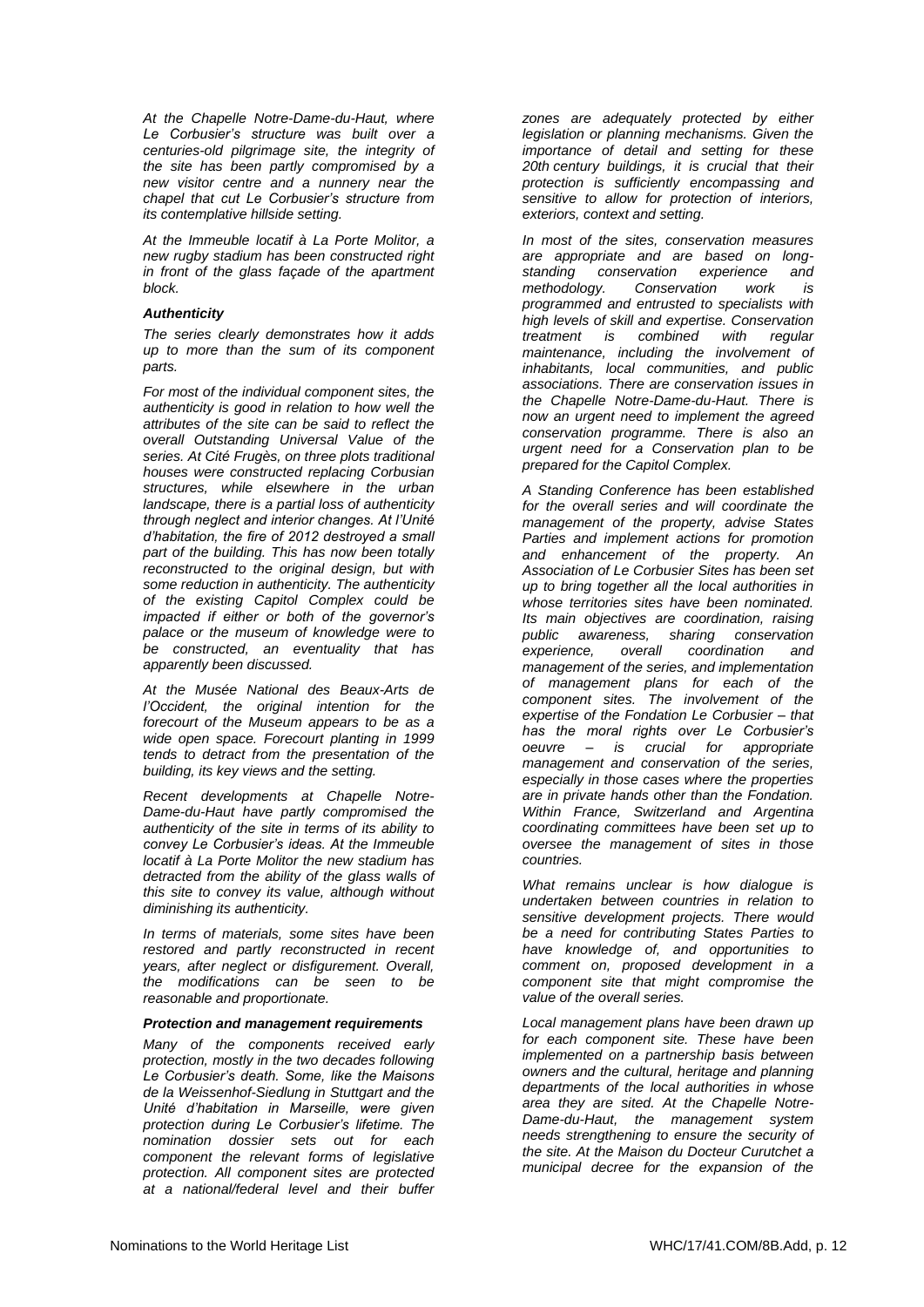*At the Chapelle Notre-Dame-du-Haut, where Le Corbusier's structure was built over a centuries-old pilgrimage site, the integrity of the site has been partly compromised by a new visitor centre and a nunnery near the chapel that cut Le Corbusier's structure from its contemplative hillside setting.*

*At the Immeuble locatif à La Porte Molitor, a new rugby stadium has been constructed right in front of the glass façade of the apartment block.*

***Authenticity***

*The series clearly demonstrates how it adds up to more than the sum of its component parts.*

*For most of the individual component sites, the authenticity is good in relation to how well the attributes of the site can be said to reflect the overall Outstanding Universal Value of the series. At Cité Frugès, on three plots traditional houses were constructed replacing Corbusian structures, while elsewhere in the urban landscape, there is a partial loss of authenticity through neglect and interior changes. At l'Unité d'habitation, the fire of 2012 destroyed a small part of the building. This has now been totally reconstructed to the original design, but with some reduction in authenticity. The authenticity of the existing Capitol Complex could be impacted if either or both of the governor's palace or the museum of knowledge were to be constructed, an eventuality that has apparently been discussed.*

*At the Musée National des Beaux-Arts de l'Occident, the original intention for the forecourt of the Museum appears to be as a wide open space. Forecourt planting in 1999 tends to detract from the presentation of the building, its key views and the setting.*

*Recent developments at Chapelle Notre-Dame-du-Haut have partly compromised the authenticity of the site in terms of its ability to convey Le Corbusier's ideas. At the Immeuble locatif à La Porte Molitor the new stadium has detracted from the ability of the glass walls of this site to convey its value, although without diminishing its authenticity.*

*In terms of materials, some sites have been restored and partly reconstructed in recent years, after neglect or disfigurement. Overall, the modifications can be seen to be reasonable and proportionate.*

***Protection and management requirements***

*Many of the components received early protection, mostly in the two decades following Le Corbusier's death. Some, like the Maisons de la Weissenhof-Siedlung in Stuttgart and the Unité d'habitation in Marseille, were given protection during Le Corbusier's lifetime. The nomination dossier sets out for each component the relevant forms of legislative protection. All component sites are protected at a national/federal level and their buffer zones are adequately protected by either legislation or planning mechanisms. Given the importance of detail and setting for these 20th century buildings, it is crucial that their protection is sufficiently encompassing and sensitive to allow for protection of interiors, exteriors, context and setting.*

*In most of the sites, conservation measures are appropriate and are based on long-standing conservation experience and methodology. Conservation work is programmed and entrusted to specialists with high levels of skill and expertise. Conservation treatment is combined with regular maintenance, including the involvement of inhabitants, local communities, and public associations. There are conservation issues in the Chapelle Notre-Dame-du-Haut. There is now an urgent need to implement the agreed conservation programme. There is also an urgent need for a Conservation plan to be prepared for the Capitol Complex.*

*A Standing Conference has been established for the overall series and will coordinate the management of the property, advise States Parties and implement actions for promotion and enhancement of the property. An Association of Le Corbusier Sites has been set up to bring together all the local authorities in whose territories sites have been nominated. Its main objectives are coordination, raising public awareness, sharing conservation experience, overall coordination and management of the series, and implementation of management plans for each of the component sites. The involvement of the expertise of the Fondation Le Corbusier – that has the moral rights over Le Corbusier's oeuvre – is crucial for appropriate management and conservation of the series, especially in those cases where the properties are in private hands other than the Fondation. Within France, Switzerland and Argentina coordinating committees have been set up to oversee the management of sites in those countries.*

*What remains unclear is how dialogue is undertaken between countries in relation to sensitive development projects. There would be a need for contributing States Parties to have knowledge of, and opportunities to comment on, proposed development in a component site that might compromise the value of the overall series.*

*Local management plans have been drawn up for each component site. These have been implemented on a partnership basis between owners and the cultural, heritage and planning departments of the local authorities in whose area they are sited. At the Chapelle Notre-Dame-du-Haut, the management system needs strengthening to ensure the security of the site. At the Maison du Docteur Curutchet a municipal decree for the expansion of the*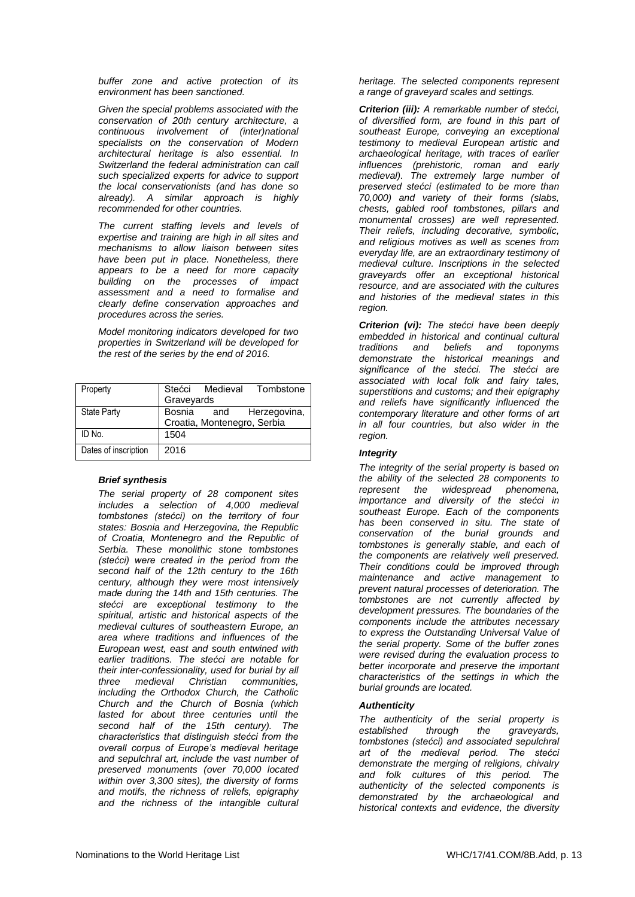*buffer zone and active protection of its environment has been sanctioned.*

*Given the special problems associated with the conservation of 20th century architecture, a continuous involvement of (inter)national specialists on the conservation of Modern architectural heritage is also essential. In Switzerland the federal administration can call such specialized experts for advice to support the local conservationists (and has done so already). A similar approach is highly recommended for other countries.*

*The current staffing levels and levels of expertise and training are high in all sites and mechanisms to allow liaison between sites have been put in place. Nonetheless, there appears to be a need for more capacity building on the processes of impact assessment and a need to formalise and clearly define conservation approaches and procedures across the series.*

*Model monitoring indicators developed for two properties in Switzerland will be developed for the rest of the series by the end of 2016.*

| Property | Stećci Medieval Tombstone Graveyards |
|---|---|
| State Party | Bosnia and Herzegovina, Croatia, Montenegro, Serbia |
| ID No. | 1504 |
| Dates of inscription | 2016 |

***Brief synthesis***

*The serial property of 28 component sites includes a selection of 4,000 medieval tombstones (stećci) on the territory of four states: Bosnia and Herzegovina, the Republic of Croatia, Montenegro and the Republic of Serbia. These monolithic stone tombstones (stećci) were created in the period from the second half of the 12th century to the 16th century, although they were most intensively made during the 14th and 15th centuries. The stećci are exceptional testimony to the spiritual, artistic and historical aspects of the medieval cultures of southeastern Europe, an area where traditions and influences of the European west, east and south entwined with earlier traditions. The stećci are notable for their inter-confessionality, used for burial by all three medieval Christian communities, including the Orthodox Church, the Catholic Church and the Church of Bosnia (which lasted for about three centuries until the second half of the 15th century). The characteristics that distinguish stećci from the overall corpus of Europe's medieval heritage and sepulchral art, include the vast number of preserved monuments (over 70,000 located within over 3,300 sites), the diversity of forms and motifs, the richness of reliefs, epigraphy and the richness of the intangible cultural heritage. The selected components represent a range of graveyard scales and settings.*

***Criterion (iii):*** *A remarkable number of stećci, of diversified form, are found in this part of southeast Europe, conveying an exceptional testimony to medieval European artistic and archaeological heritage, with traces of earlier influences (prehistoric, roman and early medieval). The extremely large number of preserved stećci (estimated to be more than 70,000) and variety of their forms (slabs, chests, gabled roof tombstones, pillars and monumental crosses) are well represented. Their reliefs, including decorative, symbolic, and religious motives as well as scenes from everyday life, are an extraordinary testimony of medieval culture. Inscriptions in the selected graveyards offer an exceptional historical resource, and are associated with the cultures and histories of the medieval states in this region.*

***Criterion (vi):*** *The stećci have been deeply embedded in historical and continual cultural traditions and beliefs and toponyms demonstrate the historical meanings and significance of the stećci. The stećci are associated with local folk and fairy tales, superstitions and customs; and their epigraphy and reliefs have significantly influenced the contemporary literature and other forms of art in all four countries, but also wider in the region.*

***Integrity***

*The integrity of the serial property is based on the ability of the selected 28 components to represent the widespread phenomena, importance and diversity of the stećci in southeast Europe. Each of the components has been conserved in situ. The state of conservation of the burial grounds and tombstones is generally stable, and each of the components are relatively well preserved. Their conditions could be improved through maintenance and active management to prevent natural processes of deterioration. The tombstones are not currently affected by development pressures. The boundaries of the components include the attributes necessary to express the Outstanding Universal Value of the serial property. Some of the buffer zones were revised during the evaluation process to better incorporate and preserve the important characteristics of the settings in which the burial grounds are located.*

***Authenticity***

*The authenticity of the serial property is established through the graveyards, tombstones (stećci) and associated sepulchral art of the medieval period. The stećci demonstrate the merging of religions, chivalry and folk cultures of this period. The authenticity of the selected components is demonstrated by the archaeological and historical contexts and evidence, the diversity*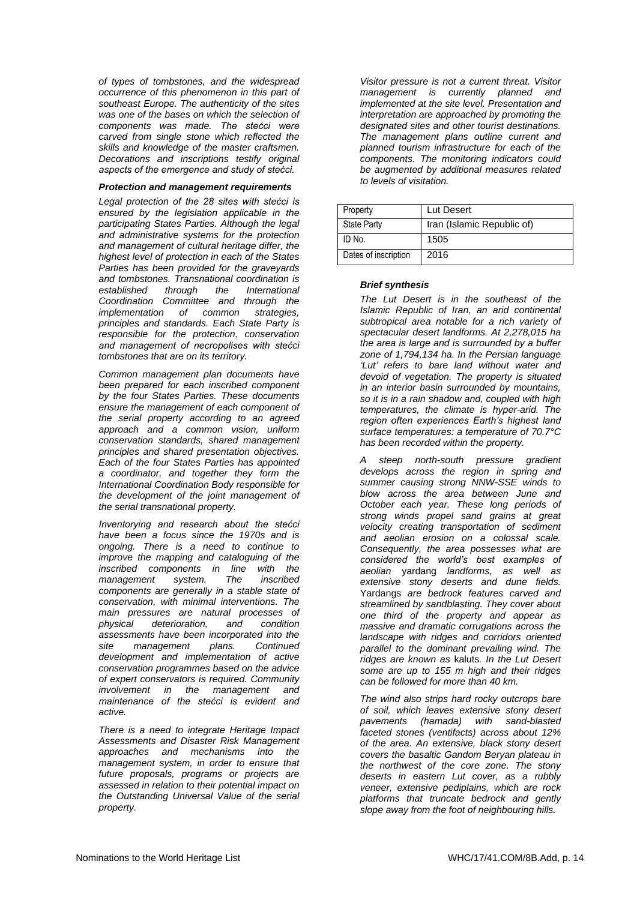*of types of tombstones, and the widespread occurrence of this phenomenon in this part of southeast Europe. The authenticity of the sites was one of the bases on which the selection of components was made. The stećci were carved from single stone which reflected the skills and knowledge of the master craftsmen. Decorations and inscriptions testify original aspects of the emergence and study of stećci.*

***Protection and management requirements***

*Legal protection of the 28 sites with stećci is ensured by the legislation applicable in the participating States Parties. Although the legal and administrative systems for the protection and management of cultural heritage differ, the highest level of protection in each of the States Parties has been provided for the graveyards and tombstones. Transnational coordination is established through the International Coordination Committee and through the implementation of common strategies, principles and standards. Each State Party is responsible for the protection, conservation and management of necropolises with stećci tombstones that are on its territory.*

*Common management plan documents have been prepared for each inscribed component by the four States Parties. These documents ensure the management of each component of the serial property according to an agreed approach and a common vision, uniform conservation standards, shared management principles and shared presentation objectives. Each of the four States Parties has appointed a coordinator, and together they form the International Coordination Body responsible for the development of the joint management of the serial transnational property.*

*Inventorying and research about the stećci have been a focus since the 1970s and is ongoing. There is a need to continue to improve the mapping and cataloguing of the inscribed components in line with the management system. The inscribed components are generally in a stable state of conservation, with minimal interventions. The main pressures are natural processes of physical deterioration, and condition assessments have been incorporated into the site management plans. Continued development and implementation of active conservation programmes based on the advice of expert conservators is required. Community involvement in the management and maintenance of the stećci is evident and active.*

*There is a need to integrate Heritage Impact Assessments and Disaster Risk Management approaches and mechanisms into the management system, in order to ensure that future proposals, programs or projects are assessed in relation to their potential impact on the Outstanding Universal Value of the serial property.*

*Visitor pressure is not a current threat. Visitor management is currently planned and implemented at the site level. Presentation and interpretation are approached by promoting the designated sites and other tourist destinations. The management plans outline current and planned tourism infrastructure for each of the components. The monitoring indicators could be augmented by additional measures related to levels of visitation.*

| Property | Lut Desert |
|---|---|
| State Party | Iran (Islamic Republic of) |
| ID No. | 1505 |
| Dates of inscription | 2016 |

***Brief synthesis***

*The Lut Desert is in the southeast of the Islamic Republic of Iran, an arid continental subtropical area notable for a rich variety of spectacular desert landforms. At 2,278,015 ha the area is large and is surrounded by a buffer zone of 1,794,134 ha. In the Persian language 'Lut' refers to bare land without water and devoid of vegetation. The property is situated in an interior basin surrounded by mountains, so it is in a rain shadow and, coupled with high temperatures, the climate is hyper-arid. The region often experiences Earth's highest land surface temperatures: a temperature of 70.7°C has been recorded within the property.*

*A steep north-south pressure gradient develops across the region in spring and summer causing strong NNW-SSE winds to blow across the area between June and October each year. These long periods of strong winds propel sand grains at great velocity creating transportation of sediment and aeolian erosion on a colossal scale. Consequently, the area possesses what are considered the world's best examples of aeolian* yardang *landforms, as well as extensive stony deserts and dune fields.* Yardangs *are bedrock features carved and streamlined by sandblasting. They cover about one third of the property and appear as massive and dramatic corrugations across the landscape with ridges and corridors oriented parallel to the dominant prevailing wind. The ridges are known as* kaluts*. In the Lut Desert some are up to 155 m high and their ridges can be followed for more than 40 km.*

*The wind also strips hard rocky outcrops bare of soil, which leaves extensive stony desert pavements (hamada) with sand-blasted faceted stones (ventifacts) across about 12% of the area. An extensive, black stony desert covers the basaltic Gandom Beryan plateau in the northwest of the core zone. The stony deserts in eastern Lut cover, as a rubbly veneer, extensive pediplains, which are rock platforms that truncate bedrock and gently slope away from the foot of neighbouring hills.*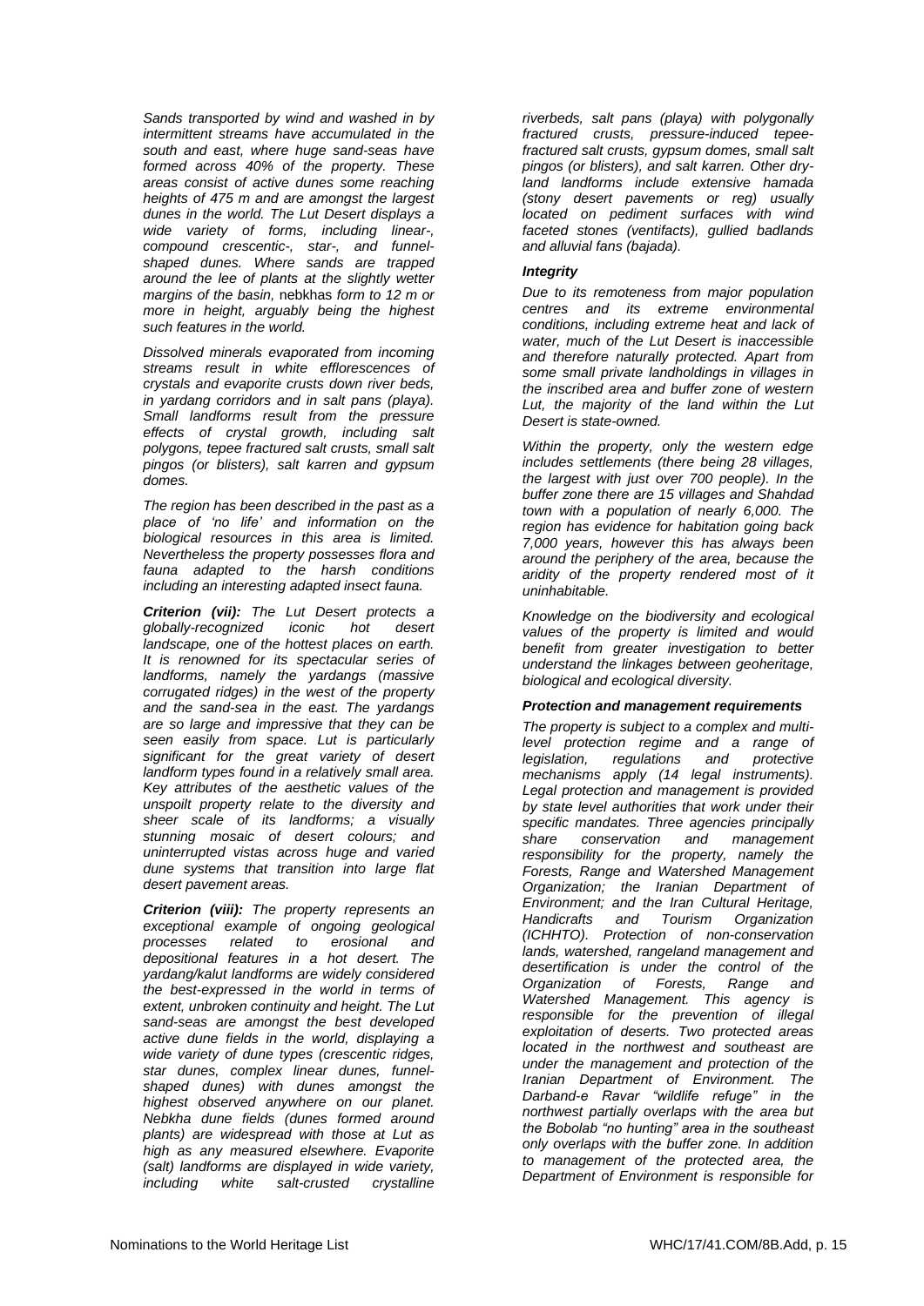*Sands transported by wind and washed in by intermittent streams have accumulated in the south and east, where huge sand-seas have formed across 40% of the property. These areas consist of active dunes some reaching heights of 475 m and are amongst the largest dunes in the world. The Lut Desert displays a wide variety of forms, including linear-, compound crescentic-, star-, and funnel-shaped dunes. Where sands are trapped around the lee of plants at the slightly wetter margins of the basin,* nebkhas *form to 12 m or more in height, arguably being the highest such features in the world.*

*Dissolved minerals evaporated from incoming streams result in white efflorescences of crystals and evaporite crusts down river beds, in yardang corridors and in salt pans (playa). Small landforms result from the pressure effects of crystal growth, including salt polygons, tepee fractured salt crusts, small salt pingos (or blisters), salt karren and gypsum domes.*

*The region has been described in the past as a place of 'no life' and information on the biological resources in this area is limited. Nevertheless the property possesses flora and fauna adapted to the harsh conditions including an interesting adapted insect fauna.*

***Criterion (vii):*** *The Lut Desert protects a globally-recognized iconic hot desert landscape, one of the hottest places on earth. It is renowned for its spectacular series of landforms, namely the yardangs (massive corrugated ridges) in the west of the property and the sand-sea in the east. The yardangs are so large and impressive that they can be seen easily from space. Lut is particularly significant for the great variety of desert landform types found in a relatively small area. Key attributes of the aesthetic values of the unspoilt property relate to the diversity and sheer scale of its landforms; a visually stunning mosaic of desert colours; and uninterrupted vistas across huge and varied dune systems that transition into large flat desert pavement areas.*

***Criterion (viii):*** *The property represents an exceptional example of ongoing geological processes related to erosional and depositional features in a hot desert. The yardang/kalut landforms are widely considered the best-expressed in the world in terms of extent, unbroken continuity and height. The Lut sand-seas are amongst the best developed active dune fields in the world, displaying a wide variety of dune types (crescentic ridges, star dunes, complex linear dunes, funnel-shaped dunes) with dunes amongst the highest observed anywhere on our planet. Nebkha dune fields (dunes formed around plants) are widespread with those at Lut as high as any measured elsewhere. Evaporite (salt) landforms are displayed in wide variety, including white salt-crusted crystalline riverbeds, salt pans (playa) with polygonally fractured crusts, pressure-induced tepee-fractured salt crusts, gypsum domes, small salt pingos (or blisters), and salt karren. Other dry-land landforms include extensive hamada (stony desert pavements or reg) usually located on pediment surfaces with wind faceted stones (ventifacts), gullied badlands and alluvial fans (bajada).*

***Integrity***

*Due to its remoteness from major population centres and its extreme environmental conditions, including extreme heat and lack of water, much of the Lut Desert is inaccessible and therefore naturally protected. Apart from some small private landholdings in villages in the inscribed area and buffer zone of western Lut, the majority of the land within the Lut Desert is state-owned.*

*Within the property, only the western edge includes settlements (there being 28 villages, the largest with just over 700 people). In the buffer zone there are 15 villages and Shahdad town with a population of nearly 6,000. The region has evidence for habitation going back 7,000 years, however this has always been around the periphery of the area, because the aridity of the property rendered most of it uninhabitable.*

*Knowledge on the biodiversity and ecological values of the property is limited and would benefit from greater investigation to better understand the linkages between geoheritage, biological and ecological diversity.*

***Protection and management requirements***

*The property is subject to a complex and multi-level protection regime and a range of legislation, regulations and protective mechanisms apply (14 legal instruments). Legal protection and management is provided by state level authorities that work under their specific mandates. Three agencies principally share conservation and management responsibility for the property, namely the Forests, Range and Watershed Management Organization; the Iranian Department of Environment; and the Iran Cultural Heritage, Handicrafts and Tourism Organization (ICHHTO). Protection of non-conservation lands, watershed, rangeland management and desertification is under the control of the Organization of Forests, Range and Watershed Management. This agency is responsible for the prevention of illegal exploitation of deserts. Two protected areas located in the northwest and southeast are under the management and protection of the Iranian Department of Environment. The Darband-e Ravar "wildlife refuge" in the northwest partially overlaps with the area but the Bobolab "no hunting" area in the southeast only overlaps with the buffer zone. In addition to management of the protected area, the Department of Environment is responsible for*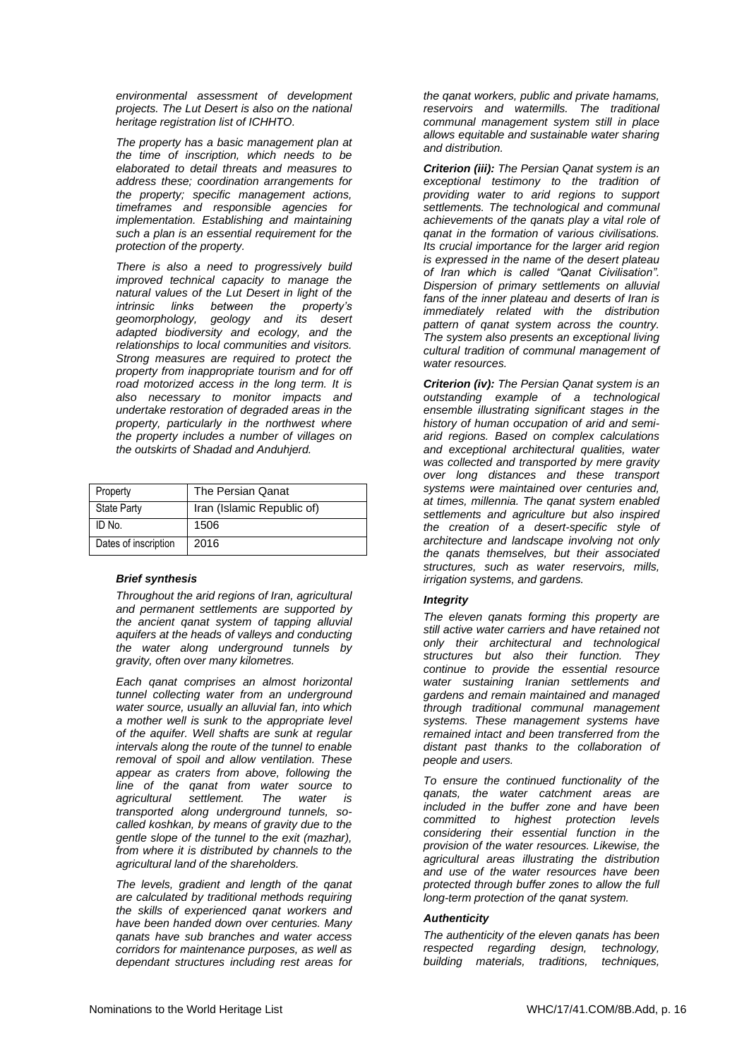*environmental assessment of development projects. The Lut Desert is also on the national heritage registration list of ICHHTO.*

*The property has a basic management plan at the time of inscription, which needs to be elaborated to detail threats and measures to address these; coordination arrangements for the property; specific management actions, timeframes and responsible agencies for implementation. Establishing and maintaining such a plan is an essential requirement for the protection of the property.*

*There is also a need to progressively build improved technical capacity to manage the natural values of the Lut Desert in light of the intrinsic links between the property's geomorphology, geology and its desert adapted biodiversity and ecology, and the relationships to local communities and visitors. Strong measures are required to protect the property from inappropriate tourism and for off road motorized access in the long term. It is also necessary to monitor impacts and undertake restoration of degraded areas in the property, particularly in the northwest where the property includes a number of villages on the outskirts of Shadad and Anduhjerd.*

| Property | The Persian Qanat |
|---|---|
| State Party | Iran (Islamic Republic of) |
| ID No. | 1506 |
| Dates of inscription | 2016 |

***Brief synthesis***

*Throughout the arid regions of Iran, agricultural and permanent settlements are supported by the ancient qanat system of tapping alluvial aquifers at the heads of valleys and conducting the water along underground tunnels by gravity, often over many kilometres.*

*Each qanat comprises an almost horizontal tunnel collecting water from an underground water source, usually an alluvial fan, into which a mother well is sunk to the appropriate level of the aquifer. Well shafts are sunk at regular intervals along the route of the tunnel to enable removal of spoil and allow ventilation. These appear as craters from above, following the line of the qanat from water source to agricultural settlement. The water is transported along underground tunnels, so-called koshkan, by means of gravity due to the gentle slope of the tunnel to the exit (mazhar), from where it is distributed by channels to the agricultural land of the shareholders.*

*The levels, gradient and length of the qanat are calculated by traditional methods requiring the skills of experienced qanat workers and have been handed down over centuries. Many qanats have sub branches and water access corridors for maintenance purposes, as well as dependant structures including rest areas for the qanat workers, public and private hamams, reservoirs and watermills. The traditional communal management system still in place allows equitable and sustainable water sharing and distribution.*

***Criterion (iii):*** *The Persian Qanat system is an exceptional testimony to the tradition of providing water to arid regions to support settlements. The technological and communal achievements of the qanats play a vital role of qanat in the formation of various civilisations. Its crucial importance for the larger arid region is expressed in the name of the desert plateau of Iran which is called "Qanat Civilisation". Dispersion of primary settlements on alluvial fans of the inner plateau and deserts of Iran is immediately related with the distribution pattern of qanat system across the country. The system also presents an exceptional living cultural tradition of communal management of water resources.*

***Criterion (iv):*** *The Persian Qanat system is an outstanding example of a technological ensemble illustrating significant stages in the history of human occupation of arid and semi-arid regions. Based on complex calculations and exceptional architectural qualities, water was collected and transported by mere gravity over long distances and these transport systems were maintained over centuries and, at times, millennia. The qanat system enabled settlements and agriculture but also inspired the creation of a desert-specific style of architecture and landscape involving not only the qanats themselves, but their associated structures, such as water reservoirs, mills, irrigation systems, and gardens.*

***Integrity***

*The eleven qanats forming this property are still active water carriers and have retained not only their architectural and technological structures but also their function. They continue to provide the essential resource water sustaining Iranian settlements and gardens and remain maintained and managed through traditional communal management systems. These management systems have remained intact and been transferred from the distant past thanks to the collaboration of people and users.*

*To ensure the continued functionality of the qanats, the water catchment areas are included in the buffer zone and have been committed to highest protection levels considering their essential function in the provision of the water resources. Likewise, the agricultural areas illustrating the distribution and use of the water resources have been protected through buffer zones to allow the full long-term protection of the qanat system.*

***Authenticity***

*The authenticity of the eleven qanats has been respected regarding design, technology, building materials, traditions, techniques,*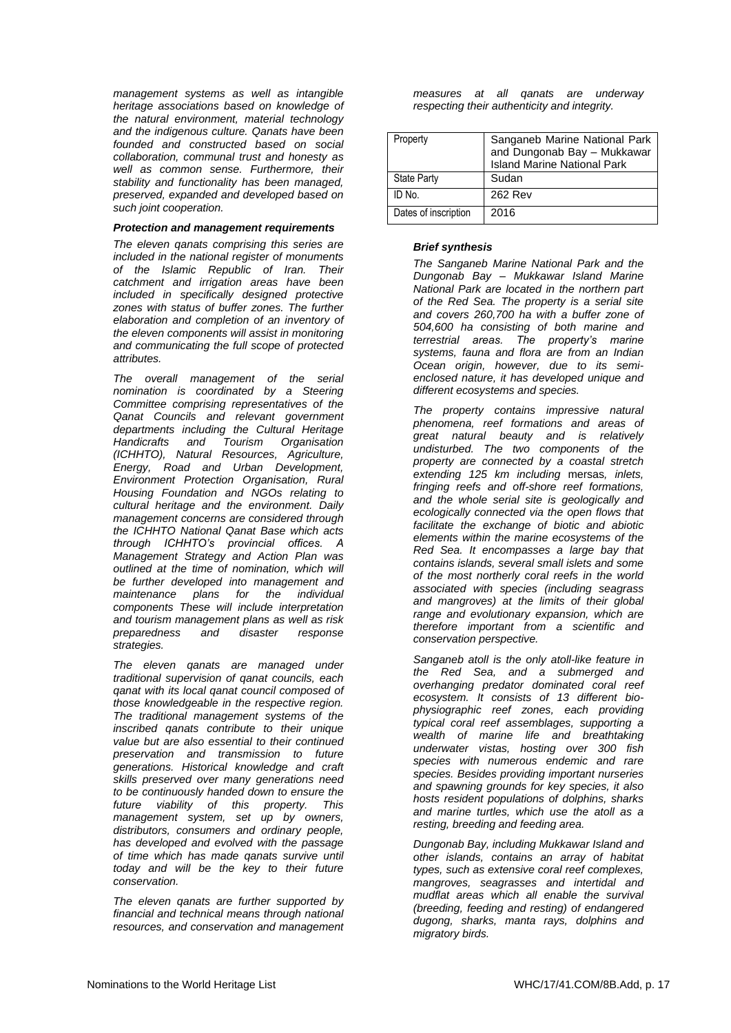*management systems as well as intangible heritage associations based on knowledge of the natural environment, material technology and the indigenous culture. Qanats have been founded and constructed based on social collaboration, communal trust and honesty as well as common sense. Furthermore, their stability and functionality has been managed, preserved, expanded and developed based on such joint cooperation.*

***Protection and management requirements***

*The eleven qanats comprising this series are included in the national register of monuments of the Islamic Republic of Iran. Their catchment and irrigation areas have been included in specifically designed protective zones with status of buffer zones. The further elaboration and completion of an inventory of the eleven components will assist in monitoring and communicating the full scope of protected attributes.*

*The overall management of the serial nomination is coordinated by a Steering Committee comprising representatives of the Qanat Councils and relevant government departments including the Cultural Heritage Handicrafts and Tourism Organisation (ICHHTO), Natural Resources, Agriculture, Energy, Road and Urban Development, Environment Protection Organisation, Rural Housing Foundation and NGOs relating to cultural heritage and the environment. Daily management concerns are considered through the ICHHTO National Qanat Base which acts through ICHHTO's provincial offices. A Management Strategy and Action Plan was outlined at the time of nomination, which will be further developed into management and maintenance plans for the individual components These will include interpretation and tourism management plans as well as risk preparedness and disaster response strategies.*

*The eleven qanats are managed under traditional supervision of qanat councils, each qanat with its local qanat council composed of those knowledgeable in the respective region. The traditional management systems of the inscribed qanats contribute to their unique value but are also essential to their continued preservation and transmission to future generations. Historical knowledge and craft skills preserved over many generations need to be continuously handed down to ensure the future viability of this property. This management system, set up by owners, distributors, consumers and ordinary people, has developed and evolved with the passage of time which has made qanats survive until today and will be the key to their future conservation.*

*The eleven qanats are further supported by financial and technical means through national resources, and conservation and management measures at all qanats are underway respecting their authenticity and integrity.*

| Property | Sanganeb Marine National Park and Dungonab Bay – Mukkawar Island Marine National Park |
|---|---|
| State Party | Sudan |
| ID No. | 262 Rev |
| Dates of inscription | 2016 |

***Brief synthesis***

*The Sanganeb Marine National Park and the Dungonab Bay – Mukkawar Island Marine National Park are located in the northern part of the Red Sea. The property is a serial site and covers 260,700 ha with a buffer zone of 504,600 ha consisting of both marine and terrestrial areas. The property's marine systems, fauna and flora are from an Indian Ocean origin, however, due to its semi-enclosed nature, it has developed unique and different ecosystems and species.*

*The property contains impressive natural phenomena, reef formations and areas of great natural beauty and is relatively undisturbed. The two components of the property are connected by a coastal stretch extending 125 km including* mersas*, inlets, fringing reefs and off-shore reef formations, and the whole serial site is geologically and ecologically connected via the open flows that facilitate the exchange of biotic and abiotic elements within the marine ecosystems of the Red Sea. It encompasses a large bay that contains islands, several small islets and some of the most northerly coral reefs in the world associated with species (including seagrass and mangroves) at the limits of their global range and evolutionary expansion, which are therefore important from a scientific and conservation perspective.*

*Sanganeb atoll is the only atoll-like feature in the Red Sea, and a submerged and overhanging predator dominated coral reef ecosystem. It consists of 13 different bio-physiographic reef zones, each providing typical coral reef assemblages, supporting a wealth of marine life and breathtaking underwater vistas, hosting over 300 fish species with numerous endemic and rare species. Besides providing important nurseries and spawning grounds for key species, it also hosts resident populations of dolphins, sharks and marine turtles, which use the atoll as a resting, breeding and feeding area.*

*Dungonab Bay, including Mukkawar Island and other islands, contains an array of habitat types, such as extensive coral reef complexes, mangroves, seagrasses and intertidal and mudflat areas which all enable the survival (breeding, feeding and resting) of endangered dugong, sharks, manta rays, dolphins and migratory birds.*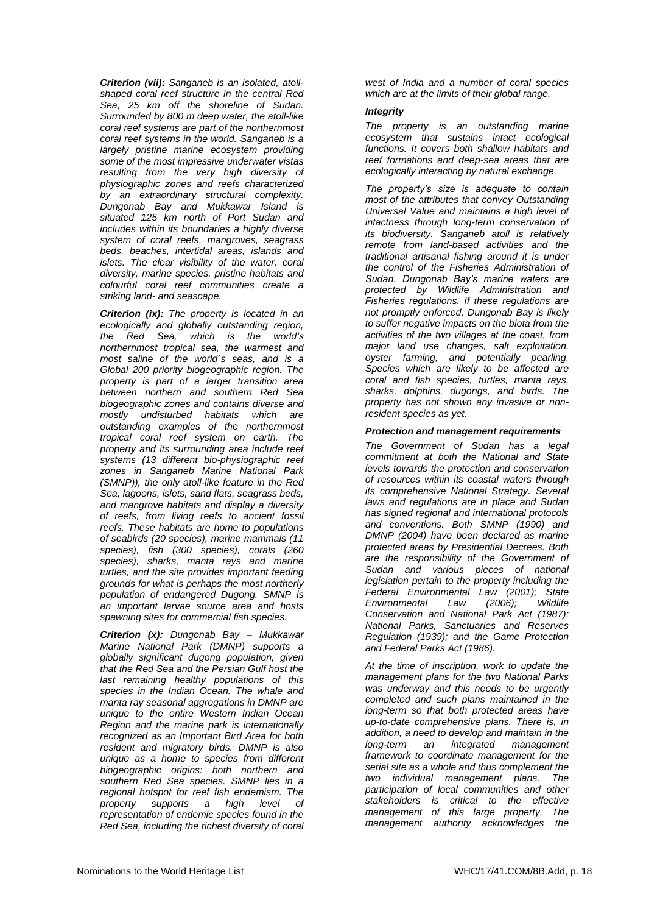***Criterion (vii):*** *Sanganeb is an isolated, atoll-shaped coral reef structure in the central Red Sea, 25 km off the shoreline of Sudan. Surrounded by 800 m deep water, the atoll-like coral reef systems are part of the northernmost coral reef systems in the world. Sanganeb is a largely pristine marine ecosystem providing some of the most impressive underwater vistas resulting from the very high diversity of physiographic zones and reefs characterized by an extraordinary structural complexity. Dungonab Bay and Mukkawar Island is situated 125 km north of Port Sudan and includes within its boundaries a highly diverse system of coral reefs, mangroves, seagrass beds, beaches, intertidal areas, islands and islets. The clear visibility of the water, coral diversity, marine species, pristine habitats and colourful coral reef communities create a striking land- and seascape.*

***Criterion (ix):*** *The property is located in an ecologically and globally outstanding region, the Red Sea, which is the world's northernmost tropical sea, the warmest and most saline of the world´s seas, and is a Global 200 priority biogeographic region. The property is part of a larger transition area between northern and southern Red Sea biogeographic zones and contains diverse and mostly undisturbed habitats which are outstanding examples of the northernmost tropical coral reef system on earth. The property and its surrounding area include reef systems (13 different bio-physiographic reef zones in Sanganeb Marine National Park (SMNP)), the only atoll-like feature in the Red Sea, lagoons, islets, sand flats, seagrass beds, and mangrove habitats and display a diversity of reefs, from living reefs to ancient fossil reefs. These habitats are home to populations of seabirds (20 species), marine mammals (11 species), fish (300 species), corals (260 species), sharks, manta rays and marine turtles, and the site provides important feeding grounds for what is perhaps the most northerly population of endangered Dugong. SMNP is an important larvae source area and hosts spawning sites for commercial fish species.*

***Criterion (x):*** *Dungonab Bay – Mukkawar Marine National Park (DMNP) supports a globally significant dugong population, given that the Red Sea and the Persian Gulf host the last remaining healthy populations of this species in the Indian Ocean. The whale and manta ray seasonal aggregations in DMNP are unique to the entire Western Indian Ocean Region and the marine park is internationally recognized as an Important Bird Area for both resident and migratory birds. DMNP is also unique as a home to species from different biogeographic origins: both northern and southern Red Sea species. SMNP lies in a regional hotspot for reef fish endemism. The property supports a high level of representation of endemic species found in the Red Sea, including the richest diversity of coral west of India and a number of coral species which are at the limits of their global range.*

***Integrity***

*The property is an outstanding marine ecosystem that sustains intact ecological functions. It covers both shallow habitats and reef formations and deep-sea areas that are ecologically interacting by natural exchange.*

*The property's size is adequate to contain most of the attributes that convey Outstanding Universal Value and maintains a high level of intactness through long-term conservation of its biodiversity. Sanganeb atoll is relatively remote from land-based activities and the traditional artisanal fishing around it is under the control of the Fisheries Administration of Sudan. Dungonab Bay's marine waters are protected by Wildlife Administration and Fisheries regulations. If these regulations are not promptly enforced, Dungonab Bay is likely to suffer negative impacts on the biota from the activities of the two villages at the coast, from major land use changes, salt exploitation, oyster farming, and potentially pearling. Species which are likely to be affected are coral and fish species, turtles, manta rays, sharks, dolphins, dugongs, and birds. The property has not shown any invasive or non-resident species as yet.*

***Protection and management requirements***

*The Government of Sudan has a legal commitment at both the National and State levels towards the protection and conservation of resources within its coastal waters through its comprehensive National Strategy. Several laws and regulations are in place and Sudan has signed regional and international protocols and conventions. Both SMNP (1990) and DMNP (2004) have been declared as marine protected areas by Presidential Decrees. Both are the responsibility of the Government of Sudan and various pieces of national legislation pertain to the property including the Federal Environmental Law (2001); State Environmental Law (2006); Wildlife Conservation and National Park Act (1987); National Parks, Sanctuaries and Reserves Regulation (1939); and the Game Protection and Federal Parks Act (1986).*

*At the time of inscription, work to update the management plans for the two National Parks was underway and this needs to be urgently completed and such plans maintained in the long-term so that both protected areas have up-to-date comprehensive plans. There is, in addition, a need to develop and maintain in the long-term an integrated management framework to coordinate management for the serial site as a whole and thus complement the two individual management plans. The participation of local communities and other stakeholders is critical to the effective management of this large property. The management authority acknowledges the*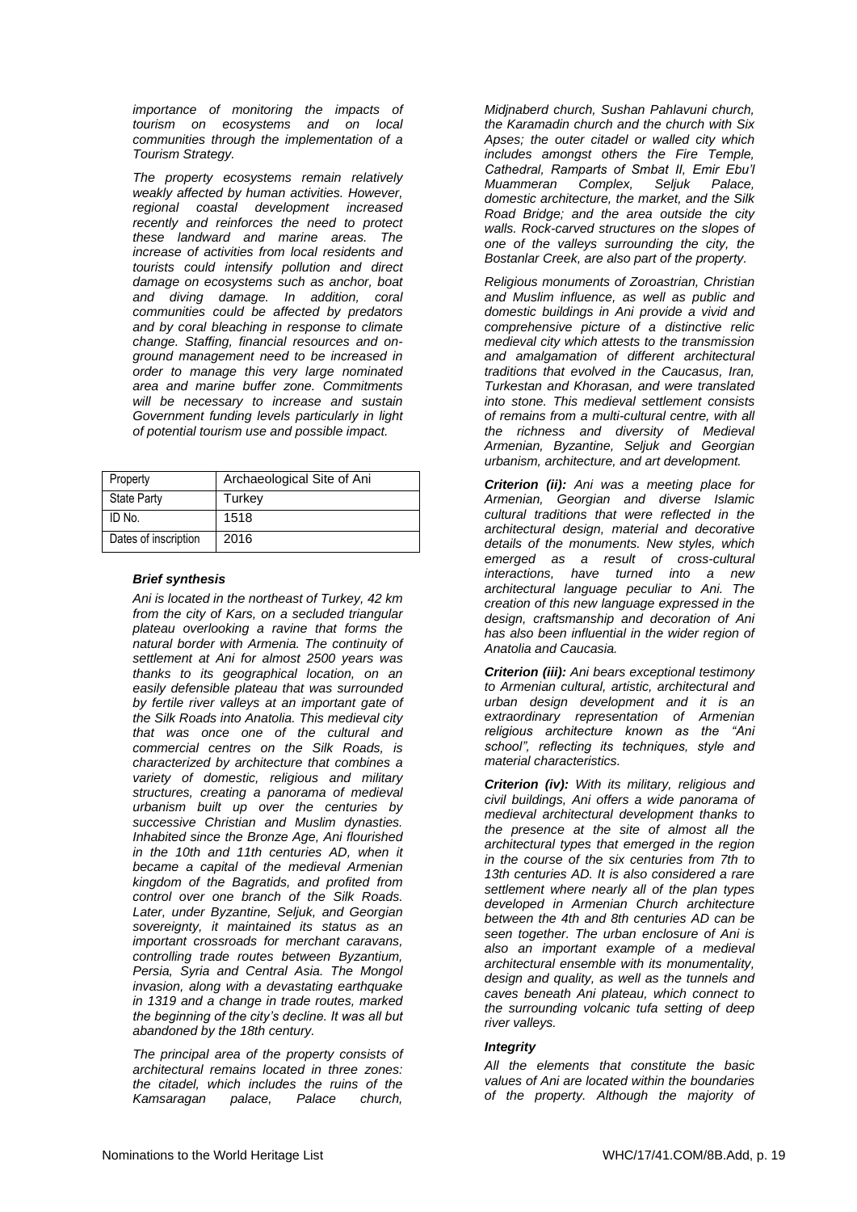*importance of monitoring the impacts of tourism on ecosystems and on local communities through the implementation of a Tourism Strategy.*

*The property ecosystems remain relatively weakly affected by human activities. However, regional coastal development increased recently and reinforces the need to protect these landward and marine areas. The increase of activities from local residents and tourists could intensify pollution and direct damage on ecosystems such as anchor, boat and diving damage. In addition, coral communities could be affected by predators and by coral bleaching in response to climate change. Staffing, financial resources and on-ground management need to be increased in order to manage this very large nominated area and marine buffer zone. Commitments will be necessary to increase and sustain Government funding levels particularly in light of potential tourism use and possible impact.*

| Property | Archaeological Site of Ani |
|---|---|
| State Party | Turkey |
| ID No. | 1518 |
| Dates of inscription | 2016 |

***Brief synthesis***

*Ani is located in the northeast of Turkey, 42 km from the city of Kars, on a secluded triangular plateau overlooking a ravine that forms the natural border with Armenia. The continuity of settlement at Ani for almost 2500 years was thanks to its geographical location, on an easily defensible plateau that was surrounded by fertile river valleys at an important gate of the Silk Roads into Anatolia. This medieval city that was once one of the cultural and commercial centres on the Silk Roads, is characterized by architecture that combines a variety of domestic, religious and military structures, creating a panorama of medieval urbanism built up over the centuries by successive Christian and Muslim dynasties. Inhabited since the Bronze Age, Ani flourished in the 10th and 11th centuries AD, when it became a capital of the medieval Armenian kingdom of the Bagratids, and profited from control over one branch of the Silk Roads. Later, under Byzantine, Seljuk, and Georgian sovereignty, it maintained its status as an important crossroads for merchant caravans, controlling trade routes between Byzantium, Persia, Syria and Central Asia. The Mongol invasion, along with a devastating earthquake in 1319 and a change in trade routes, marked the beginning of the city's decline. It was all but abandoned by the 18th century.*

*The principal area of the property consists of architectural remains located in three zones: the citadel, which includes the ruins of the Kamsaragan palace, Palace church, Midjnaberd church, Sushan Pahlavuni church, the Karamadin church and the church with Six Apses; the outer citadel or walled city which includes amongst others the Fire Temple, Cathedral, Ramparts of Smbat II, Emir Ebu'l Muammeran Complex, Seljuk Palace, domestic architecture, the market, and the Silk Road Bridge; and the area outside the city walls. Rock-carved structures on the slopes of one of the valleys surrounding the city, the Bostanlar Creek, are also part of the property.*

*Religious monuments of Zoroastrian, Christian and Muslim influence, as well as public and domestic buildings in Ani provide a vivid and comprehensive picture of a distinctive relic medieval city which attests to the transmission and amalgamation of different architectural traditions that evolved in the Caucasus, Iran, Turkestan and Khorasan, and were translated into stone. This medieval settlement consists of remains from a multi-cultural centre, with all the richness and diversity of Medieval Armenian, Byzantine, Seljuk and Georgian urbanism, architecture, and art development.*

***Criterion (ii):*** *Ani was a meeting place for Armenian, Georgian and diverse Islamic cultural traditions that were reflected in the architectural design, material and decorative details of the monuments. New styles, which emerged as a result of cross-cultural interactions, have turned into a new architectural language peculiar to Ani. The creation of this new language expressed in the design, craftsmanship and decoration of Ani has also been influential in the wider region of Anatolia and Caucasia.*

***Criterion (iii):*** *Ani bears exceptional testimony to Armenian cultural, artistic, architectural and urban design development and it is an extraordinary representation of Armenian religious architecture known as the "Ani school", reflecting its techniques, style and material characteristics.*

***Criterion (iv):*** *With its military, religious and civil buildings, Ani offers a wide panorama of medieval architectural development thanks to the presence at the site of almost all the architectural types that emerged in the region in the course of the six centuries from 7th to 13th centuries AD. It is also considered a rare settlement where nearly all of the plan types developed in Armenian Church architecture between the 4th and 8th centuries AD can be seen together. The urban enclosure of Ani is also an important example of a medieval architectural ensemble with its monumentality, design and quality, as well as the tunnels and caves beneath Ani plateau, which connect to the surrounding volcanic tufa setting of deep river valleys.*

***Integrity***

*All the elements that constitute the basic values of Ani are located within the boundaries of the property. Although the majority of*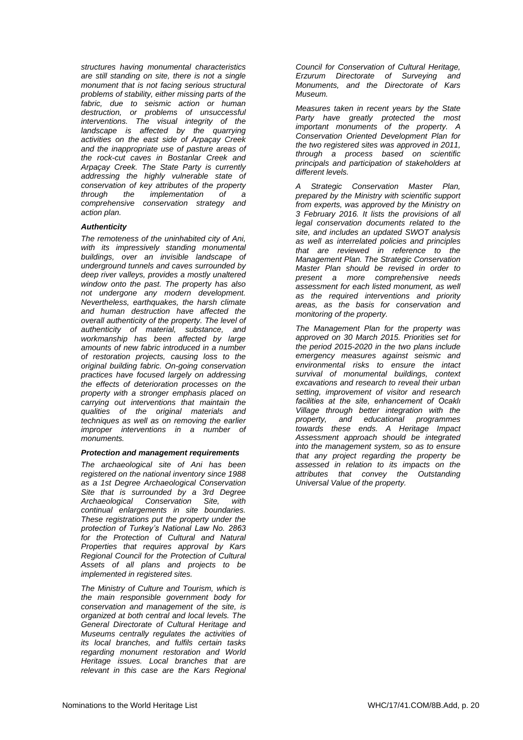*structures having monumental characteristics are still standing on site, there is not a single monument that is not facing serious structural problems of stability, either missing parts of the fabric, due to seismic action or human destruction, or problems of unsuccessful interventions. The visual integrity of the landscape is affected by the quarrying activities on the east side of Arpaçay Creek and the inappropriate use of pasture areas of the rock-cut caves in Bostanlar Creek and Arpaçay Creek. The State Party is currently addressing the highly vulnerable state of conservation of key attributes of the property through the implementation of a comprehensive conservation strategy and action plan.*

***Authenticity***

*The remoteness of the uninhabited city of Ani, with its impressively standing monumental buildings, over an invisible landscape of underground tunnels and caves surrounded by deep river valleys, provides a mostly unaltered window onto the past. The property has also not undergone any modern development. Nevertheless, earthquakes, the harsh climate and human destruction have affected the overall authenticity of the property. The level of authenticity of material, substance, and workmanship has been affected by large amounts of new fabric introduced in a number of restoration projects, causing loss to the original building fabric. On-going conservation practices have focused largely on addressing the effects of deterioration processes on the property with a stronger emphasis placed on carrying out interventions that maintain the qualities of the original materials and techniques as well as on removing the earlier improper interventions in a number of monuments.*

***Protection and management requirements***

*The archaeological site of Ani has been registered on the national inventory since 1988 as a 1st Degree Archaeological Conservation Site that is surrounded by a 3rd Degree Archaeological Conservation Site, with continual enlargements in site boundaries. These registrations put the property under the protection of Turkey's National Law No. 2863 for the Protection of Cultural and Natural Properties that requires approval by Kars Regional Council for the Protection of Cultural Assets of all plans and projects to be implemented in registered sites.*

*The Ministry of Culture and Tourism, which is the main responsible government body for conservation and management of the site, is organized at both central and local levels. The General Directorate of Cultural Heritage and Museums centrally regulates the activities of its local branches, and fulfils certain tasks regarding monument restoration and World Heritage issues. Local branches that are relevant in this case are the Kars Regional Council for Conservation of Cultural Heritage, Erzurum Directorate of Surveying and Monuments, and the Directorate of Kars Museum.*

*Measures taken in recent years by the State Party have greatly protected the most important monuments of the property. A Conservation Oriented Development Plan for the two registered sites was approved in 2011, through a process based on scientific principals and participation of stakeholders at different levels.*

*A Strategic Conservation Master Plan, prepared by the Ministry with scientific support from experts, was approved by the Ministry on 3 February 2016. It lists the provisions of all legal conservation documents related to the site, and includes an updated SWOT analysis as well as interrelated policies and principles that are reviewed in reference to the Management Plan. The Strategic Conservation Master Plan should be revised in order to present a more comprehensive needs assessment for each listed monument, as well as the required interventions and priority areas, as the basis for conservation and monitoring of the property.*

*The Management Plan for the property was approved on 30 March 2015. Priorities set for the period 2015-2020 in the two plans include emergency measures against seismic and environmental risks to ensure the intact survival of monumental buildings, context excavations and research to reveal their urban setting, improvement of visitor and research facilities at the site, enhancement of Ocaklı Village through better integration with the property, and educational programmes towards these ends. A Heritage Impact Assessment approach should be integrated into the management system, so as to ensure that any project regarding the property be assessed in relation to its impacts on the attributes that convey the Outstanding Universal Value of the property.*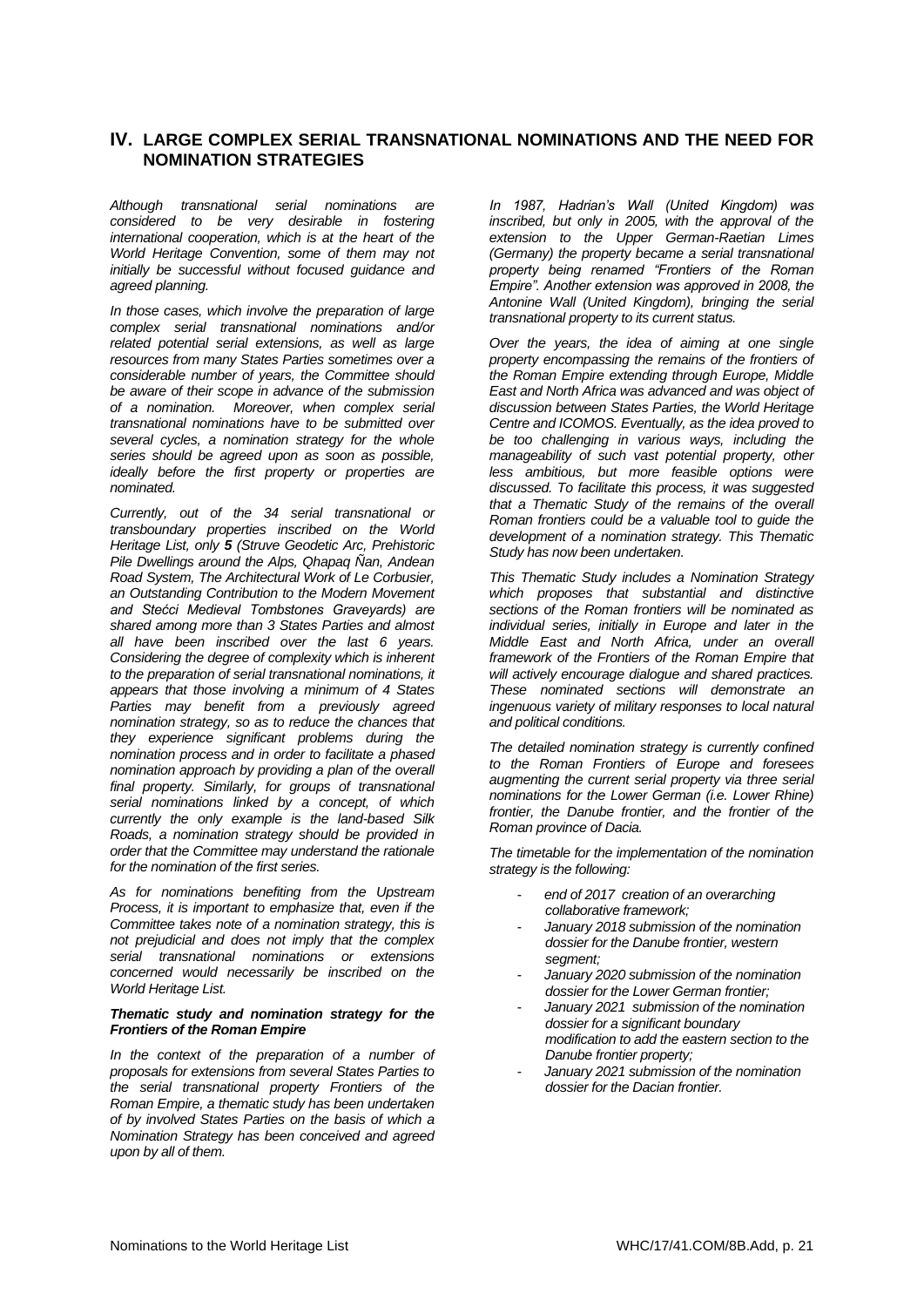## IV. LARGE COMPLEX SERIAL TRANSNATIONAL NOMINATIONS AND THE NEED FOR NOMINATION STRATEGIES

*Although transnational serial nominations are considered to be very desirable in fostering international cooperation, which is at the heart of the World Heritage Convention, some of them may not initially be successful without focused guidance and agreed planning.*

*In those cases, which involve the preparation of large complex serial transnational nominations and/or related potential serial extensions, as well as large resources from many States Parties sometimes over a considerable number of years, the Committee should be aware of their scope in advance of the submission of a nomination. Moreover, when complex serial transnational nominations have to be submitted over several cycles, a nomination strategy for the whole series should be agreed upon as soon as possible, ideally before the first property or properties are nominated.*

*Currently, out of the 34 serial transnational or transboundary properties inscribed on the World Heritage List, only **5** (Struve Geodetic Arc, Prehistoric Pile Dwellings around the Alps, Qhapaq Ñan, Andean Road System, The Architectural Work of Le Corbusier, an Outstanding Contribution to the Modern Movement and Stećci Medieval Tombstones Graveyards) are shared among more than 3 States Parties and almost all have been inscribed over the last 6 years. Considering the degree of complexity which is inherent to the preparation of serial transnational nominations, it appears that those involving a minimum of 4 States Parties may benefit from a previously agreed nomination strategy, so as to reduce the chances that they experience significant problems during the nomination process and in order to facilitate a phased nomination approach by providing a plan of the overall final property. Similarly, for groups of transnational serial nominations linked by a concept, of which currently the only example is the land-based Silk Roads, a nomination strategy should be provided in order that the Committee may understand the rationale for the nomination of the first series.*

*As for nominations benefiting from the Upstream Process, it is important to emphasize that, even if the Committee takes note of a nomination strategy, this is not prejudicial and does not imply that the complex serial transnational nominations or extensions concerned would necessarily be inscribed on the World Heritage List.*

***Thematic study and nomination strategy for the Frontiers of the Roman Empire***

*In the context of the preparation of a number of proposals for extensions from several States Parties to the serial transnational property Frontiers of the Roman Empire, a thematic study has been undertaken of by involved States Parties on the basis of which a Nomination Strategy has been conceived and agreed upon by all of them.*

*In 1987, Hadrian's Wall (United Kingdom) was inscribed, but only in 2005, with the approval of the extension to the Upper German-Raetian Limes (Germany) the property became a serial transnational property being renamed "Frontiers of the Roman Empire". Another extension was approved in 2008, the Antonine Wall (United Kingdom), bringing the serial transnational property to its current status.*

*Over the years, the idea of aiming at one single property encompassing the remains of the frontiers of the Roman Empire extending through Europe, Middle East and North Africa was advanced and was object of discussion between States Parties, the World Heritage Centre and ICOMOS. Eventually, as the idea proved to be too challenging in various ways, including the manageability of such vast potential property, other less ambitious, but more feasible options were discussed. To facilitate this process, it was suggested that a Thematic Study of the remains of the overall Roman frontiers could be a valuable tool to guide the development of a nomination strategy. This Thematic Study has now been undertaken.*

*This Thematic Study includes a Nomination Strategy which proposes that substantial and distinctive sections of the Roman frontiers will be nominated as individual series, initially in Europe and later in the Middle East and North Africa, under an overall framework of the Frontiers of the Roman Empire that will actively encourage dialogue and shared practices. These nominated sections will demonstrate an ingenuous variety of military responses to local natural and political conditions.*

*The detailed nomination strategy is currently confined to the Roman Frontiers of Europe and foresees augmenting the current serial property via three serial nominations for the Lower German (i.e. Lower Rhine) frontier, the Danube frontier, and the frontier of the Roman province of Dacia.*

*The timetable for the implementation of the nomination strategy is the following:*

- *end of 2017 creation of an overarching collaborative framework;*
- *January 2018 submission of the nomination dossier for the Danube frontier, western segment;*
- *January 2020 submission of the nomination dossier for the Lower German frontier;*
- *January 2021 submission of the nomination dossier for a significant boundary modification to add the eastern section to the Danube frontier property;*
- *January 2021 submission of the nomination dossier for the Dacian frontier.*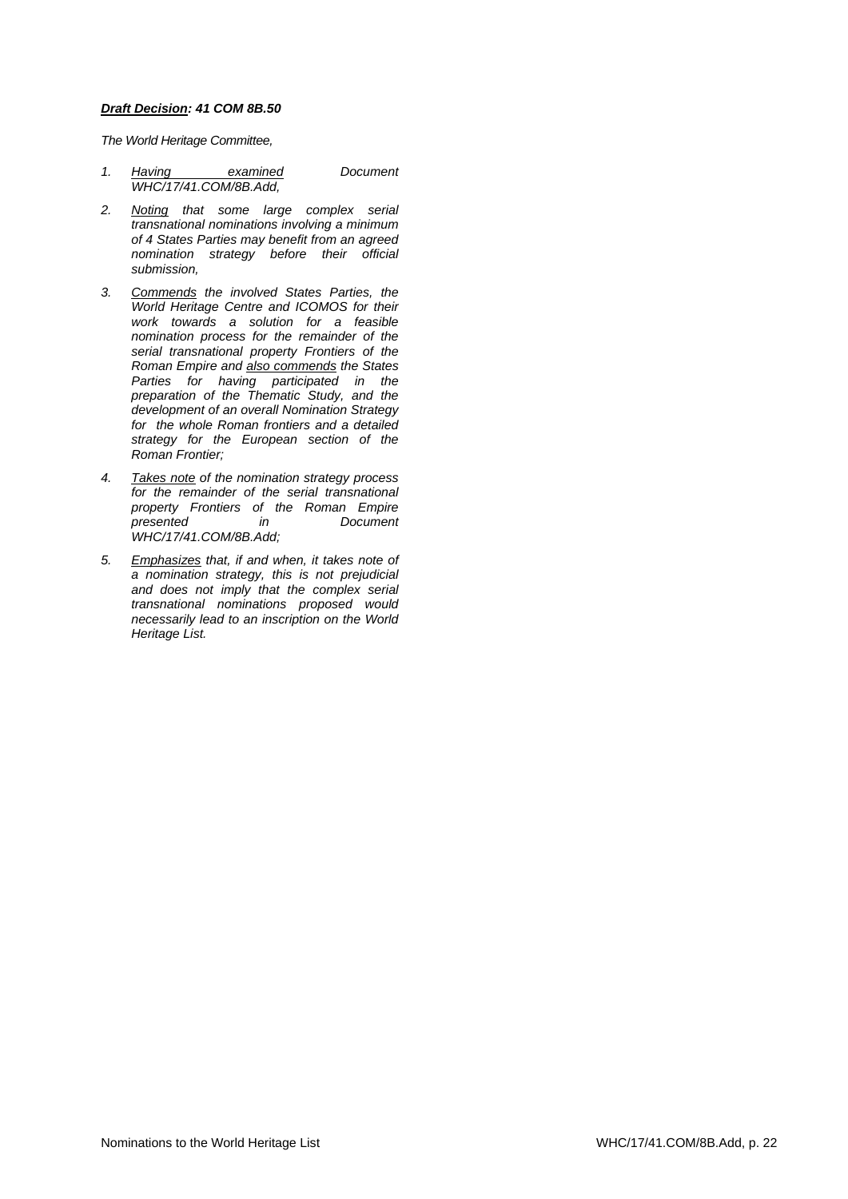***<u>Draft Decision</u>*: 41 COM 8B.50**

*The World Heritage Committee,*

1. *<u>Having examined</u> Document WHC/17/41.COM/8B.Add,*

2. *<u>Noting</u> that some large complex serial transnational nominations involving a minimum of 4 States Parties may benefit from an agreed nomination strategy before their official submission,*

3. *<u>Commends</u> the involved States Parties, the World Heritage Centre and ICOMOS for their work towards a solution for a feasible nomination process for the remainder of the serial transnational property Frontiers of the Roman Empire and <u>also commends</u> the States Parties for having participated in the preparation of the Thematic Study, and the development of an overall Nomination Strategy for the whole Roman frontiers and a detailed strategy for the European section of the Roman Frontier;*

4. *<u>Takes note</u> of the nomination strategy process for the remainder of the serial transnational property Frontiers of the Roman Empire presented in Document WHC/17/41.COM/8B.Add;*

5. *<u>Emphasizes</u> that, if and when, it takes note of a nomination strategy, this is not prejudicial and does not imply that the complex serial transnational nominations proposed would necessarily lead to an inscription on the World Heritage List.*